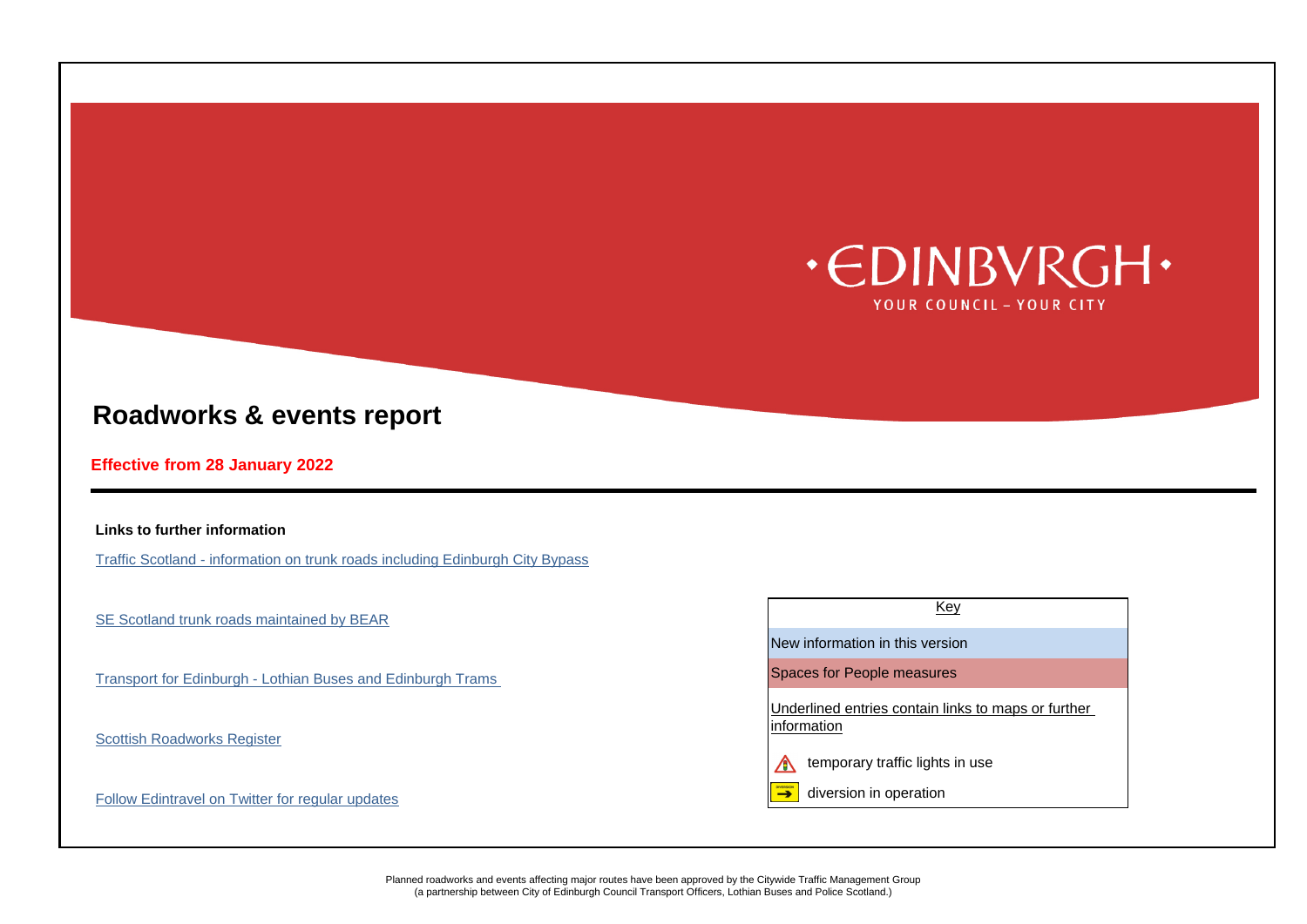·EDINBVRGH·

YOUR COUNCIL – YOUR CITY

# Roadworks & events report

**Effective from 28 January 2022**

**Links to further information**

Traffic Scotland - information on trunk roads including Edinburgh City Bypass

SE Scotland trunk roads maintained by BEAR

Transport for Edinburgh - Lothian Buses and Edinburgh Trams

Scottish Roadworks Register

Follow Edintravel on Twitter for regular updates

| Key |
|---|
| New information in this version |
| Spaces for People measures |
| Underlined entries contain links to maps or further information |
| temporary traffic lights in use |
| diversion in operation |

Planned roadworks and events affecting major routes have been approved by the Citywide Traffic Management Group
(a partnership between City of Edinburgh Council Transport Officers, Lothian Buses and Police Scotland.)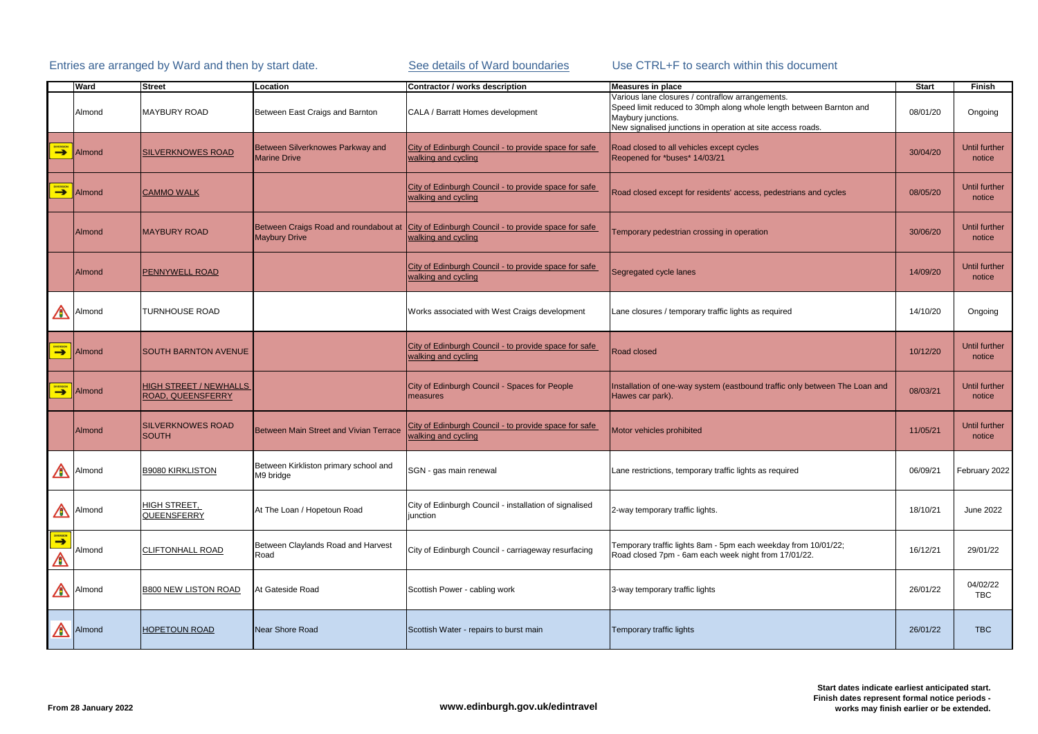Entries are arranged by Ward and then by start date. See details of Ward boundaries Use CTRL+F to search within this document

| | Ward | Street | Location | Contractor / works description | Measures in place | Start | Finish |
|---|---|---|---|---|---|---|---|
| | Almond | MAYBURY ROAD | Between East Craigs and Barnton | CALA / Barratt Homes development | Various lane closures / contraflow arrangements. Speed limit reduced to 30mph along whole length between Barnton and Maybury junctions. New signalised junctions in operation at site access roads. | 08/01/20 | Ongoing |
| DIVERSION | Almond | SILVERKNOWES ROAD | Between Silverknowes Parkway and Marine Drive | City of Edinburgh Council - to provide space for safe walking and cycling | Road closed to all vehicles except cycles Reopened for *buses* 14/03/21 | 30/04/20 | Until further notice |
| DIVERSION | Almond | CAMMO WALK | | City of Edinburgh Council - to provide space for safe walking and cycling | Road closed except for residents' access, pedestrians and cycles | 08/05/20 | Until further notice |
| | Almond | MAYBURY ROAD | Between Craigs Road and roundabout at Maybury Drive | City of Edinburgh Council - to provide space for safe walking and cycling | Temporary pedestrian crossing in operation | 30/06/20 | Until further notice |
| | Almond | PENNYWELL ROAD | | City of Edinburgh Council - to provide space for safe walking and cycling | Segregated cycle lanes | 14/09/20 | Until further notice |
| | Almond | TURNHOUSE ROAD | | Works associated with West Craigs development | Lane closures / temporary traffic lights as required | 14/10/20 | Ongoing |
| DIVERSION | Almond | SOUTH BARNTON AVENUE | | City of Edinburgh Council - to provide space for safe walking and cycling | Road closed | 10/12/20 | Until further notice |
| DIVERSION | Almond | HIGH STREET / NEWHALLS ROAD, QUEENSFERRY | | City of Edinburgh Council - Spaces for People measures | Installation of one-way system (eastbound traffic only between The Loan and Hawes car park). | 08/03/21 | Until further notice |
| | Almond | SILVERKNOWES ROAD SOUTH | Between Main Street and Vivian Terrace | City of Edinburgh Council - to provide space for safe walking and cycling | Motor vehicles prohibited | 11/05/21 | Until further notice |
| | Almond | B9080 KIRKLISTON | Between Kirkliston primary school and M9 bridge | SGN - gas main renewal | Lane restrictions, temporary traffic lights as required | 06/09/21 | February 2022 |
| | Almond | HIGH STREET, QUEENSFERRY | At The Loan / Hopetoun Road | City of Edinburgh Council - installation of signalised junction | 2-way temporary traffic lights. | 18/10/21 | June 2022 |
| DIVERSION | Almond | CLIFTONHALL ROAD | Between Claylands Road and Harvest Road | City of Edinburgh Council - carriageway resurfacing | Temporary traffic lights 8am - 5pm each weekday from 10/01/22; Road closed 7pm - 6am each week night from 17/01/22. | 16/12/21 | 29/01/22 |
| | Almond | B800 NEW LISTON ROAD | At Gateside Road | Scottish Power - cabling work | 3-way temporary traffic lights | 26/01/22 | 04/02/22 TBC |
| | Almond | HOPETOUN ROAD | Near Shore Road | Scottish Water - repairs to burst main | Temporary traffic lights | 26/01/22 | TBC |

**From 28 January 2022** **www.edinburgh.gov.uk/edintravel**

**Start dates indicate earliest anticipated start. Finish dates represent formal notice periods - works may finish earlier or be extended.**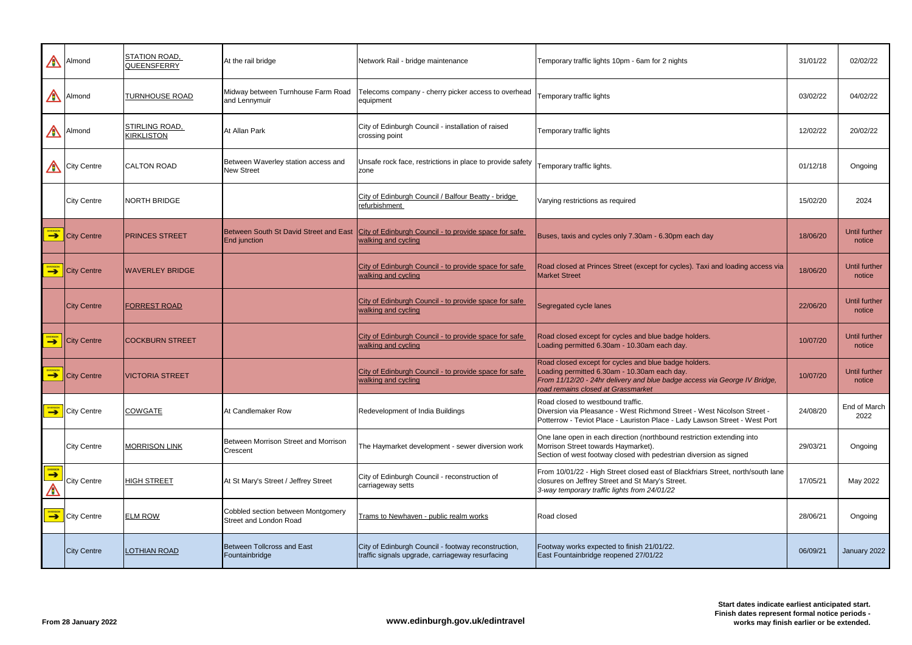| | | | | | | | |
|---|---|---|---|---|---|---|---|
| | Almond | STATION ROAD, QUEENSFERRY | At the rail bridge | Network Rail - bridge maintenance | Temporary traffic lights 10pm - 6am for 2 nights | 31/01/22 | 02/02/22 |
| | Almond | TURNHOUSE ROAD | Midway between Turnhouse Farm Road and Lennymuir | Telecoms company - cherry picker access to overhead equipment | Temporary traffic lights | 03/02/22 | 04/02/22 |
| | Almond | STIRLING ROAD, KIRKLISTON | At Allan Park | City of Edinburgh Council - installation of raised crossing point | Temporary traffic lights | 12/02/22 | 20/02/22 |
| | City Centre | CALTON ROAD | Between Waverley station access and New Street | Unsafe rock face, restrictions in place to provide safety zone | Temporary traffic lights. | 01/12/18 | Ongoing |
| | City Centre | NORTH BRIDGE | | City of Edinburgh Council / Balfour Beatty - bridge refurbishment | Varying restrictions as required | 15/02/20 | 2024 |
| DIVERSION | City Centre | PRINCES STREET | Between South St David Street and East End junction | City of Edinburgh Council - to provide space for safe walking and cycling | Buses, taxis and cycles only 7.30am - 6.30pm each day | 18/06/20 | Until further notice |
| DIVERSION | City Centre | WAVERLEY BRIDGE | | City of Edinburgh Council - to provide space for safe walking and cycling | Road closed at Princes Street (except for cycles). Taxi and loading access via Market Street | 18/06/20 | Until further notice |
| | City Centre | FORREST ROAD | | City of Edinburgh Council - to provide space for safe walking and cycling | Segregated cycle lanes | 22/06/20 | Until further notice |
| DIVERSION | City Centre | COCKBURN STREET | | City of Edinburgh Council - to provide space for safe walking and cycling | Road closed except for cycles and blue badge holders.<br>Loading permitted 6.30am - 10.30am each day. | 10/07/20 | Until further notice |
| DIVERSION | City Centre | VICTORIA STREET | | City of Edinburgh Council - to provide space for safe walking and cycling | Road closed except for cycles and blue badge holders.<br>Loading permitted 6.30am - 10.30am each day.<br>*From 11/12/20 - 24hr delivery and blue badge access via George IV Bridge, road remains closed at Grassmarket* | 10/07/20 | Until further notice |
| DIVERSION | City Centre | COWGATE | At Candlemaker Row | Redevelopment of India Buildings | Road closed to westbound traffic.<br>Diversion via Pleasance - West Richmond Street - West Nicolson Street - Potterrow - Teviot Place - Lauriston Place - Lady Lawson Street - West Port | 24/08/20 | End of March 2022 |
| | City Centre | MORRISON LINK | Between Morrison Street and Morrison Crescent | The Haymarket development - sewer diversion work | One lane open in each direction (northbound restriction extending into Morrison Street towards Haymarket).<br>Section of west footway closed with pedestrian diversion as signed | 29/03/21 | Ongoing |
| DIVERSION | City Centre | HIGH STREET | At St Mary's Street / Jeffrey Street | City of Edinburgh Council - reconstruction of carriageway setts | From 10/01/22 - High Street closed east of Blackfriars Street, north/south lane closures on Jeffrey Street and St Mary's Street.<br>*3-way temporary traffic lights from 24/01/22* | 17/05/21 | May 2022 |
| DIVERSION | City Centre | ELM ROW | Cobbled section between Montgomery Street and London Road | Trams to Newhaven - public realm works | Road closed | 28/06/21 | Ongoing |
| | City Centre | LOTHIAN ROAD | Between Tollcross and East Fountainbridge | City of Edinburgh Council - footway reconstruction, traffic signals upgrade, carriageway resurfacing | Footway works expected to finish 21/01/22.<br>East Fountainbridge reopened 27/01/22 | 06/09/21 | January 2022 |

**From 28 January 2022**

**www.edinburgh.gov.uk/edintravel**

**Start dates indicate earliest anticipated start. Finish dates represent formal notice periods - works may finish earlier or be extended.**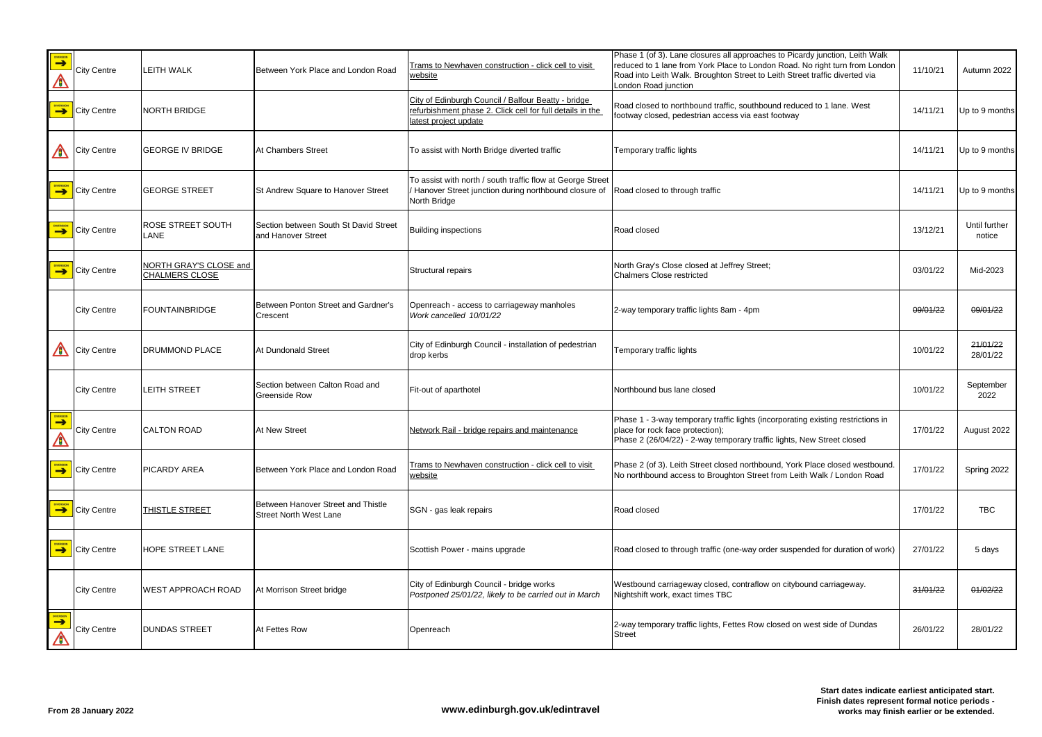| | Area | Street | Location | Reason | Details | Start | Finish |
|---|---|---|---|---|---|---|---|
| DIVERSION / Traffic lights | City Centre | LEITH WALK | Between York Place and London Road | Trams to Newhaven construction - click cell to visit website | Phase 1 (of 3). Lane closures all approaches to Picardy junction, Leith Walk reduced to 1 lane from York Place to London Road. No right turn from London Road into Leith Walk. Broughton Street to Leith Street traffic diverted via London Road junction | 11/10/21 | Autumn 2022 |
| DIVERSION | City Centre | NORTH BRIDGE | | City of Edinburgh Council / Balfour Beatty - bridge refurbishment phase 2. Click cell for full details in the latest project update | Road closed to northbound traffic, southbound reduced to 1 lane. West footway closed, pedestrian access via east footway | 14/11/21 | Up to 9 months |
| Traffic lights | City Centre | GEORGE IV BRIDGE | At Chambers Street | To assist with North Bridge diverted traffic | Temporary traffic lights | 14/11/21 | Up to 9 months |
| DIVERSION | City Centre | GEORGE STREET | St Andrew Square to Hanover Street | To assist with north / south traffic flow at George Street / Hanover Street junction during northbound closure of North Bridge | Road closed to through traffic | 14/11/21 | Up to 9 months |
| DIVERSION | City Centre | ROSE STREET SOUTH LANE | Section between South St David Street and Hanover Street | Building inspections | Road closed | 13/12/21 | Until further notice |
| DIVERSION | City Centre | NORTH GRAY'S CLOSE and CHALMERS CLOSE | | Structural repairs | North Gray's Close closed at Jeffrey Street; Chalmers Close restricted | 03/01/22 | Mid-2023 |
| | City Centre | FOUNTAINBRIDGE | Between Ponton Street and Gardner's Crescent | Openreach - access to carriageway manholes *Work cancelled 10/01/22* | 2-way temporary traffic lights 8am - 4pm | ~~09/01/22~~ | ~~09/01/22~~ |
| Traffic lights | City Centre | DRUMMOND PLACE | At Dundonald Street | City of Edinburgh Council - installation of pedestrian drop kerbs | Temporary traffic lights | 10/01/22 | ~~21/01/22~~ 28/01/22 |
| | City Centre | LEITH STREET | Section between Calton Road and Greenside Row | Fit-out of aparthotel | Northbound bus lane closed | 10/01/22 | September 2022 |
| DIVERSION / Traffic lights | City Centre | CALTON ROAD | At New Street | Network Rail - bridge repairs and maintenance | Phase 1 - 3-way temporary traffic lights (incorporating existing restrictions in place for rock face protection); Phase 2 (26/04/22) - 2-way temporary traffic lights, New Street closed | 17/01/22 | August 2022 |
| DIVERSION | City Centre | PICARDY AREA | Between York Place and London Road | Trams to Newhaven construction - click cell to visit website | Phase 2 (of 3). Leith Street closed northbound, York Place closed westbound. No northbound access to Broughton Street from Leith Walk / London Road | 17/01/22 | Spring 2022 |
| DIVERSION | City Centre | THISTLE STREET | Between Hanover Street and Thistle Street North West Lane | SGN - gas leak repairs | Road closed | 17/01/22 | TBC |
| DIVERSION | City Centre | HOPE STREET LANE | | Scottish Power - mains upgrade | Road closed to through traffic (one-way order suspended for duration of work) | 27/01/22 | 5 days |
| | City Centre | WEST APPROACH ROAD | At Morrison Street bridge | City of Edinburgh Council - bridge works *Postponed 25/01/22, likely to be carried out in March* | Westbound carriageway closed, contraflow on citybound carriageway. Nightshift work, exact times TBC | ~~31/01/22~~ | ~~01/02/22~~ |
| DIVERSION / Traffic lights | City Centre | DUNDAS STREET | At Fettes Row | Openreach | 2-way temporary traffic lights, Fettes Row closed on west side of Dundas Street | 26/01/22 | 28/01/22 |

**From 28 January 2022**

**www.edinburgh.gov.uk/edintravel**

**Start dates indicate earliest anticipated start. Finish dates represent formal notice periods - works may finish earlier or be extended.**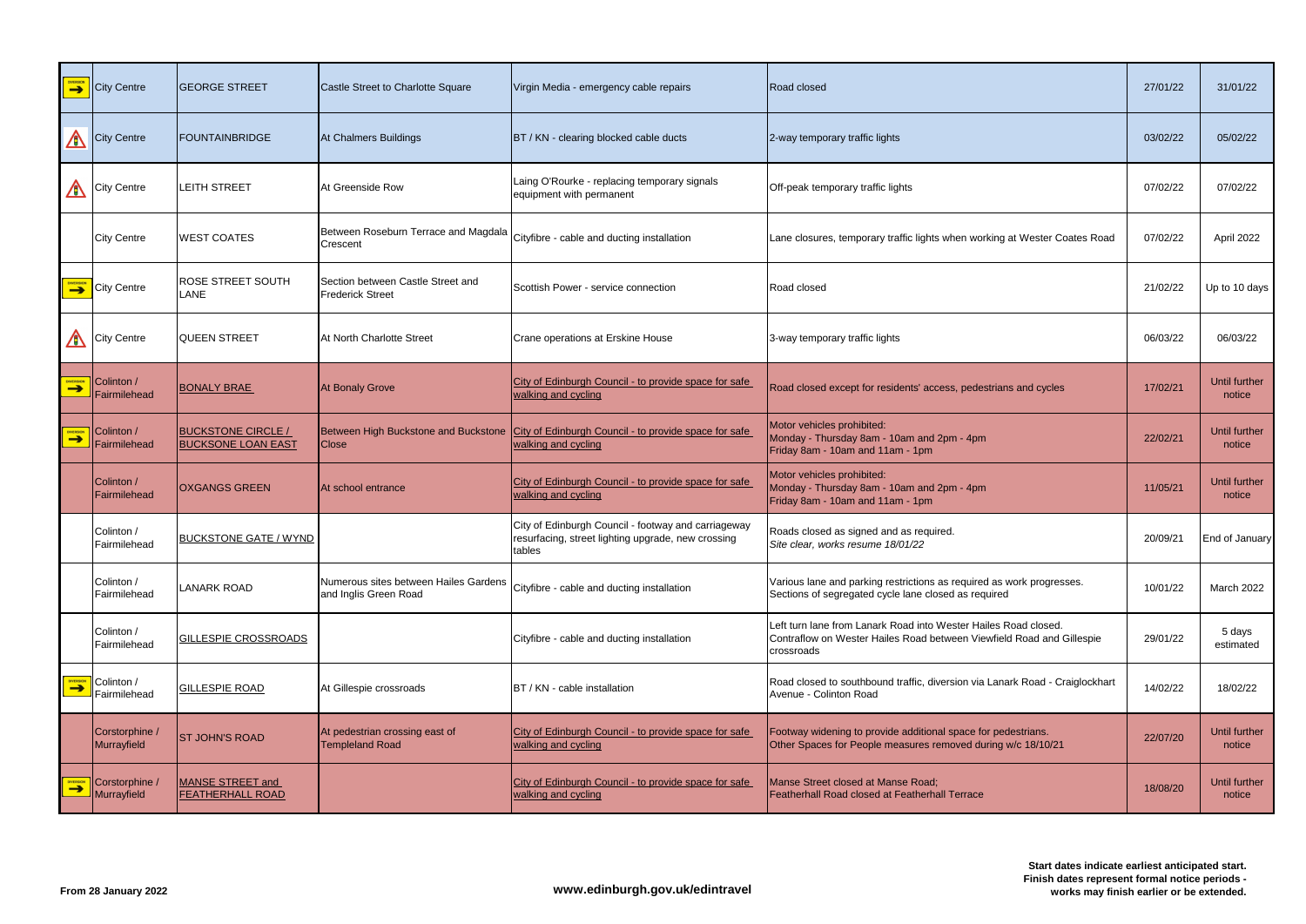| | | | | | | | |
|---|---|---|---|---|---|---|---|
| DIVERSION | City Centre | GEORGE STREET | Castle Street to Charlotte Square | Virgin Media - emergency cable repairs | Road closed | 27/01/22 | 31/01/22 |
| | City Centre | FOUNTAINBRIDGE | At Chalmers Buildings | BT / KN - clearing blocked cable ducts | 2-way temporary traffic lights | 03/02/22 | 05/02/22 |
| | City Centre | LEITH STREET | At Greenside Row | Laing O'Rourke - replacing temporary signals equipment with permanent | Off-peak temporary traffic lights | 07/02/22 | 07/02/22 |
| | City Centre | WEST COATES | Between Roseburn Terrace and Magdala Crescent | Cityfibre - cable and ducting installation | Lane closures, temporary traffic lights when working at Wester Coates Road | 07/02/22 | April 2022 |
| DIVERSION | City Centre | ROSE STREET SOUTH LANE | Section between Castle Street and Frederick Street | Scottish Power - service connection | Road closed | 21/02/22 | Up to 10 days |
| | City Centre | QUEEN STREET | At North Charlotte Street | Crane operations at Erskine House | 3-way temporary traffic lights | 06/03/22 | 06/03/22 |
| DIVERSION | Colinton / Fairmilehead | BONALY BRAE | At Bonaly Grove | City of Edinburgh Council - to provide space for safe walking and cycling | Road closed except for residents' access, pedestrians and cycles | 17/02/21 | Until further notice |
| DIVERSION | Colinton / Fairmilehead | BUCKSTONE CIRCLE / BUCKSONE LOAN EAST | Between High Buckstone and Buckstone Close | City of Edinburgh Council - to provide space for safe walking and cycling | Motor vehicles prohibited:<br>Monday - Thursday 8am - 10am and 2pm - 4pm<br>Friday 8am - 10am and 11am - 1pm | 22/02/21 | Until further notice |
| | Colinton / Fairmilehead | OXGANGS GREEN | At school entrance | City of Edinburgh Council - to provide space for safe walking and cycling | Motor vehicles prohibited:<br>Monday - Thursday 8am - 10am and 2pm - 4pm<br>Friday 8am - 10am and 11am - 1pm | 11/05/21 | Until further notice |
| | Colinton / Fairmilehead | BUCKSTONE GATE / WYND | | City of Edinburgh Council - footway and carriageway resurfacing, street lighting upgrade, new crossing tables | Roads closed as signed and as required.<br>*Site clear, works resume 18/01/22* | 20/09/21 | End of January |
| | Colinton / Fairmilehead | LANARK ROAD | Numerous sites between Hailes Gardens and Inglis Green Road | Cityfibre - cable and ducting installation | Various lane and parking restrictions as required as work progresses.<br>Sections of segregated cycle lane closed as required | 10/01/22 | March 2022 |
| | Colinton / Fairmilehead | GILLESPIE CROSSROADS | | Cityfibre - cable and ducting installation | Left turn lane from Lanark Road into Wester Hailes Road closed.<br>Contraflow on Wester Hailes Road between Viewfield Road and Gillespie crossroads | 29/01/22 | 5 days estimated |
| DIVERSION | Colinton / Fairmilehead | GILLESPIE ROAD | At Gillespie crossroads | BT / KN - cable installation | Road closed to southbound traffic, diversion via Lanark Road - Craiglockhart Avenue - Colinton Road | 14/02/22 | 18/02/22 |
| | Corstorphine / Murrayfield | ST JOHN'S ROAD | At pedestrian crossing east of Templeland Road | City of Edinburgh Council - to provide space for safe walking and cycling | Footway widening to provide additional space for pedestrians.<br>Other Spaces for People measures removed during w/c 18/10/21 | 22/07/20 | Until further notice |
| DIVERSION | Corstorphine / Murrayfield | MANSE STREET and FEATHERHALL ROAD | | City of Edinburgh Council - to provide space for safe walking and cycling | Manse Street closed at Manse Road;<br>Featherhall Road closed at Featherhall Terrace | 18/08/20 | Until further notice |

**From 28 January 2022**

**www.edinburgh.gov.uk/edintravel**

**Start dates indicate earliest anticipated start.
Finish dates represent formal notice periods - works may finish earlier or be extended.**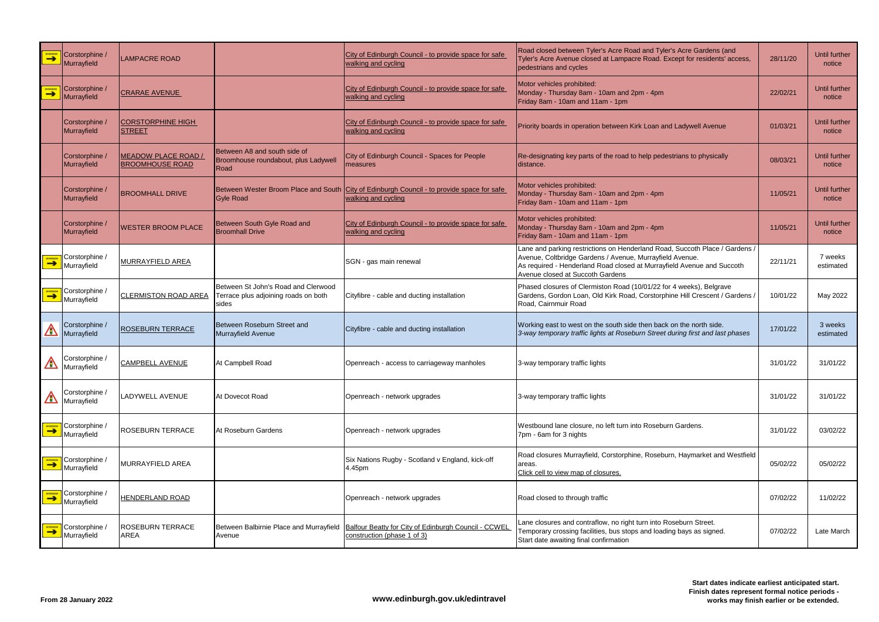|  | Area | Street | Location | Reason | Details | Start | End |
|---|---|---|---|---|---|---|---|
| DIVERSION | Corstorphine / Murrayfield | LAMPACRE ROAD |  | City of Edinburgh Council - to provide space for safe walking and cycling | Road closed between Tyler's Acre Road and Tyler's Acre Gardens (and Tyler's Acre Avenue closed at Lampacre Road. Except for residents' access, pedestrians and cycles | 28/11/20 | Until further notice |
| DIVERSION | Corstorphine / Murrayfield | CRARAE AVENUE |  | City of Edinburgh Council - to provide space for safe walking and cycling | Motor vehicles prohibited:<br>Monday - Thursday 8am - 10am and 2pm - 4pm<br>Friday 8am - 10am and 11am - 1pm | 22/02/21 | Until further notice |
|  | Corstorphine / Murrayfield | CORSTORPHINE HIGH STREET |  | City of Edinburgh Council - to provide space for safe walking and cycling | Priority boards in operation between Kirk Loan and Ladywell Avenue | 01/03/21 | Until further notice |
|  | Corstorphine / Murrayfield | MEADOW PLACE ROAD / BROOMHOUSE ROAD | Between A8 and south side of Broomhouse roundabout, plus Ladywell Road | City of Edinburgh Council - Spaces for People measures | Re-designating key parts of the road to help pedestrians to physically distance. | 08/03/21 | Until further notice |
|  | Corstorphine / Murrayfield | BROOMHALL DRIVE | Between Wester Broom Place and South Gyle Road | City of Edinburgh Council - to provide space for safe walking and cycling | Motor vehicles prohibited:<br>Monday - Thursday 8am - 10am and 2pm - 4pm<br>Friday 8am - 10am and 11am - 1pm | 11/05/21 | Until further notice |
|  | Corstorphine / Murrayfield | WESTER BROOM PLACE | Between South Gyle Road and Broomhall Drive | City of Edinburgh Council - to provide space for safe walking and cycling | Motor vehicles prohibited:<br>Monday - Thursday 8am - 10am and 2pm - 4pm<br>Friday 8am - 10am and 11am - 1pm | 11/05/21 | Until further notice |
| DIVERSION | Corstorphine / Murrayfield | MURRAYFIELD AREA |  | SGN - gas main renewal | Lane and parking restrictions on Henderland Road, Succoth Place / Gardens / Avenue, Coltbridge Gardens / Avenue, Murrayfield Avenue.<br>As required - Henderland Road closed at Murrayfield Avenue and Succoth Avenue closed at Succoth Gardens | 22/11/21 | 7 weeks estimated |
| DIVERSION | Corstorphine / Murrayfield | CLERMISTON ROAD AREA | Between St John's Road and Clerwood Terrace plus adjoining roads on both sides | Cityfibre - cable and ducting installation | Phased closures of Clermiston Road (10/01/22 for 4 weeks), Belgrave Gardens, Gordon Loan, Old Kirk Road, Corstorphine Hill Crescent / Gardens / Road, Cairnmuir Road | 10/01/22 | May 2022 |
| ⚠ | Corstorphine / Murrayfield | ROSEBURN TERRACE | Between Roseburn Street and Murrayfield Avenue | Cityfibre - cable and ducting installation | Working east to west on the south side then back on the north side.<br>*3-way temporary traffic lights at Roseburn Street during first and last phases* | 17/01/22 | 3 weeks estimated |
| ⚠ | Corstorphine / Murrayfield | CAMPBELL AVENUE | At Campbell Road | Openreach - access to carriageway manholes | 3-way temporary traffic lights | 31/01/22 | 31/01/22 |
| ⚠ | Corstorphine / Murrayfield | LADYWELL AVENUE | At Dovecot Road | Openreach - network upgrades | 3-way temporary traffic lights | 31/01/22 | 31/01/22 |
| DIVERSION | Corstorphine / Murrayfield | ROSEBURN TERRACE | At Roseburn Gardens | Openreach - network upgrades | Westbound lane closure, no left turn into Roseburn Gardens.<br>7pm - 6am for 3 nights | 31/01/22 | 03/02/22 |
| DIVERSION | Corstorphine / Murrayfield | MURRAYFIELD AREA |  | Six Nations Rugby - Scotland v England, kick-off 4.45pm | Road closures Murrayfield, Corstorphine, Roseburn, Haymarket and Westfield areas.<br>Click cell to view map of closures. | 05/02/22 | 05/02/22 |
| DIVERSION | Corstorphine / Murrayfield | HENDERLAND ROAD |  | Openreach - network upgrades | Road closed to through traffic | 07/02/22 | 11/02/22 |
| DIVERSION | Corstorphine / Murrayfield | ROSEBURN TERRACE AREA | Between Balbirnie Place and Murrayfield Avenue | Balfour Beatty for City of Edinburgh Council - CCWEL construction (phase 1 of 3) | Lane closures and contraflow, no right turn into Roseburn Street.<br>Temporary crossing facilities, bus stops and loading bays as signed.<br>Start date awaiting final confirmation | 07/02/22 | Late March |

**From 28 January 2022**

**www.edinburgh.gov.uk/edintravel**

**Start dates indicate earliest anticipated start. Finish dates represent formal notice periods - works may finish earlier or be extended.**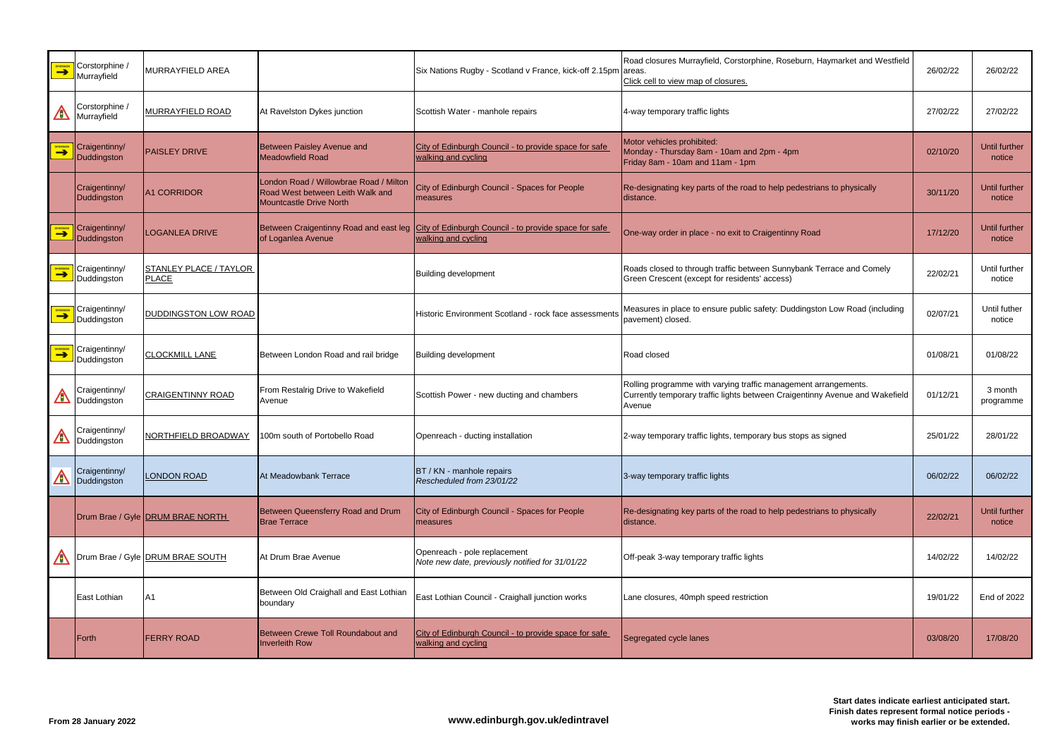| | Area | Road | Location | Description | Details | Start | Finish |
|---|---|---|---|---|---|---|---|
| | Corstorphine / Murrayfield | MURRAYFIELD AREA | | Six Nations Rugby - Scotland v France, kick-off 2.15pm | Road closures Murrayfield, Corstorphine, Roseburn, Haymarket and Westfield areas. Click cell to view map of closures. | 26/02/22 | 26/02/22 |
| | Corstorphine / Murrayfield | MURRAYFIELD ROAD | At Ravelston Dykes junction | Scottish Water - manhole repairs | 4-way temporary traffic lights | 27/02/22 | 27/02/22 |
| | Craigentinny/ Duddingston | PAISLEY DRIVE | Between Paisley Avenue and Meadowfield Road | City of Edinburgh Council - to provide space for safe walking and cycling | Motor vehicles prohibited: Monday - Thursday 8am - 10am and 2pm - 4pm Friday 8am - 10am and 11am - 1pm | 02/10/20 | Until further notice |
| | Craigentinny/ Duddingston | A1 CORRIDOR | London Road / Willowbrae Road / Milton Road West between Leith Walk and Mountcastle Drive North | City of Edinburgh Council - Spaces for People measures | Re-designating key parts of the road to help pedestrians to physically distance. | 30/11/20 | Until further notice |
| | Craigentinny/ Duddingston | LOGANLEA DRIVE | Between Craigentinny Road and east leg of Loganlea Avenue | City of Edinburgh Council - to provide space for safe walking and cycling | One-way order in place - no exit to Craigentinny Road | 17/12/20 | Until further notice |
| | Craigentinny/ Duddingston | STANLEY PLACE / TAYLOR PLACE | | Building development | Roads closed to through traffic between Sunnybank Terrace and Comely Green Crescent (except for residents' access) | 22/02/21 | Until further notice |
| | Craigentinny/ Duddingston | DUDDINGSTON LOW ROAD | | Historic Environment Scotland - rock face assessments | Measures in place to ensure public safety: Duddingston Low Road (including pavement) closed. | 02/07/21 | Until futher notice |
| | Craigentinny/ Duddingston | CLOCKMILL LANE | Between London Road and rail bridge | Building development | Road closed | 01/08/21 | 01/08/22 |
| | Craigentinny/ Duddingston | CRAIGENTINNY ROAD | From Restalrig Drive to Wakefield Avenue | Scottish Power - new ducting and chambers | Rolling programme with varying traffic management arrangements. Currently temporary traffic lights between Craigentinny Avenue and Wakefield Avenue | 01/12/21 | 3 month programme |
| | Craigentinny/ Duddingston | NORTHFIELD BROADWAY | 100m south of Portobello Road | Openreach - ducting installation | 2-way temporary traffic lights, temporary bus stops as signed | 25/01/22 | 28/01/22 |
| | Craigentinny/ Duddingston | LONDON ROAD | At Meadowbank Terrace | BT / KN - manhole repairs *Rescheduled from 23/01/22* | 3-way temporary traffic lights | 06/02/22 | 06/02/22 |
| | Drum Brae / Gyle | DRUM BRAE NORTH | Between Queensferry Road and Drum Brae Terrace | City of Edinburgh Council - Spaces for People measures | Re-designating key parts of the road to help pedestrians to physically distance. | 22/02/21 | Until further notice |
| | Drum Brae / Gyle | DRUM BRAE SOUTH | At Drum Brae Avenue | Openreach - pole replacement *Note new date, previously notified for 31/01/22* | Off-peak 3-way temporary traffic lights | 14/02/22 | 14/02/22 |
| | East Lothian | A1 | Between Old Craighall and East Lothian boundary | East Lothian Council - Craighall junction works | Lane closures, 40mph speed restriction | 19/01/22 | End of 2022 |
| | Forth | FERRY ROAD | Between Crewe Toll Roundabout and Inverleith Row | City of Edinburgh Council - to provide space for safe walking and cycling | Segregated cycle lanes | 03/08/20 | 17/08/20 |

**From 28 January 2022**

**www.edinburgh.gov.uk/edintravel**

**Start dates indicate earliest anticipated start. Finish dates represent formal notice periods - works may finish earlier or be extended.**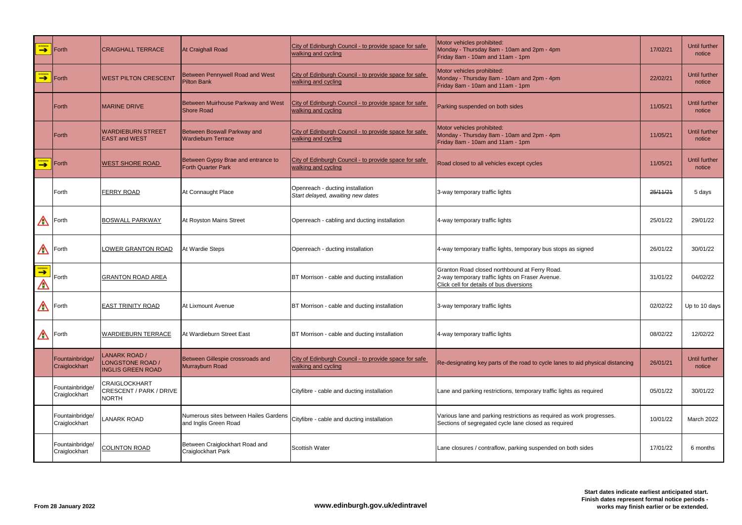| | | | | | | | |
|---|---|---|---|---|---|---|---|
| DIVERSION | Forth | CRAIGHALL TERRACE | At Craighall Road | City of Edinburgh Council - to provide space for safe walking and cycling | Motor vehicles prohibited: Monday - Thursday 8am - 10am and 2pm - 4pm Friday 8am - 10am and 11am - 1pm | 17/02/21 | Until further notice |
| DIVERSION | Forth | WEST PILTON CRESCENT | Between Pennywell Road and West Pilton Bank | City of Edinburgh Council - to provide space for safe walking and cycling | Motor vehicles prohibited: Monday - Thursday 8am - 10am and 2pm - 4pm Friday 8am - 10am and 11am - 1pm | 22/02/21 | Until further notice |
| | Forth | MARINE DRIVE | Between Muirhouse Parkway and West Shore Road | City of Edinburgh Council - to provide space for safe walking and cycling | Parking suspended on both sides | 11/05/21 | Until further notice |
| | Forth | WARDIEBURN STREET EAST and WEST | Between Boswall Parkway and Wardieburn Terrace | City of Edinburgh Council - to provide space for safe walking and cycling | Motor vehicles prohibited: Monday - Thursday 8am - 10am and 2pm - 4pm Friday 8am - 10am and 11am - 1pm | 11/05/21 | Until further notice |
| DIVERSION | Forth | WEST SHORE ROAD | Between Gypsy Brae and entrance to Forth Quarter Park | City of Edinburgh Council - to provide space for safe walking and cycling | Road closed to all vehicles except cycles | 11/05/21 | Until further notice |
| | Forth | FERRY ROAD | At Connaught Place | Openreach - ducting installation *Start delayed, awaiting new dates* | 3-way temporary traffic lights | ~~25/11/21~~ | 5 days |
| ⚠ | Forth | BOSWALL PARKWAY | At Royston Mains Street | Openreach - cabling and ducting installation | 4-way temporary traffic lights | 25/01/22 | 29/01/22 |
| ⚠ | Forth | LOWER GRANTON ROAD | At Wardie Steps | Openreach - ducting installation | 4-way temporary traffic lights, temporary bus stops as signed | 26/01/22 | 30/01/22 |
| DIVERSION ⚠ | Forth | GRANTON ROAD AREA | | BT Morrison - cable and ducting installation | Granton Road closed northbound at Ferry Road. 2-way temporary traffic lights on Fraser Avenue. Click cell for details of bus diversions | 31/01/22 | 04/02/22 |
| ⚠ | Forth | EAST TRINITY ROAD | At Lixmount Avenue | BT Morrison - cable and ducting installation | 3-way temporary traffic lights | 02/02/22 | Up to 10 days |
| ⚠ | Forth | WARDIEBURN TERRACE | At Wardieburn Street East | BT Morrison - cable and ducting installation | 4-way temporary traffic lights | 08/02/22 | 12/02/22 |
| | Fountainbridge/ Craiglockhart | LANARK ROAD / LONGSTONE ROAD / INGLIS GREEN ROAD | Between Gillespie crossroads and Murrayburn Road | City of Edinburgh Council - to provide space for safe walking and cycling | Re-designating key parts of the road to cycle lanes to aid physical distancing | 26/01/21 | Until further notice |
| | Fountainbridge/ Craiglockhart | CRAIGLOCKHART CRESCENT / PARK / DRIVE NORTH | | Cityfibre - cable and ducting installation | Lane and parking restrictions, temporary traffic lights as required | 05/01/22 | 30/01/22 |
| | Fountainbridge/ Craiglockhart | LANARK ROAD | Numerous sites between Hailes Gardens and Inglis Green Road | Cityfibre - cable and ducting installation | Various lane and parking restrictions as required as work progresses. Sections of segregated cycle lane closed as required | 10/01/22 | March 2022 |
| | Fountainbridge/ Craiglockhart | COLINTON ROAD | Between Craiglockhart Road and Craiglockhart Park | Scottish Water | Lane closures / contraflow, parking suspended on both sides | 17/01/22 | 6 months |

**From 28 January 2022**

**www.edinburgh.gov.uk/edintravel**

**Start dates indicate earliest anticipated start. Finish dates represent formal notice periods - works may finish earlier or be extended.**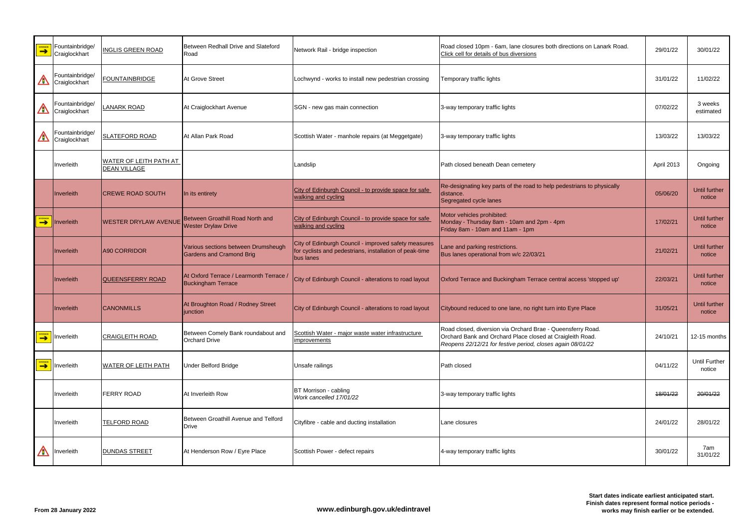| | Area | Road | Location | Works | Details | Start | Finish |
|---|---|---|---|---|---|---|---|
| DIVERSION | Fountainbridge/ Craiglockhart | INGLIS GREEN ROAD | Between Redhall Drive and Slateford Road | Network Rail - bridge inspection | Road closed 10pm - 6am, lane closures both directions on Lanark Road. Click cell for details of bus diversions | 29/01/22 | 30/01/22 |
| | Fountainbridge/ Craiglockhart | FOUNTAINBRIDGE | At Grove Street | Lochwynd - works to install new pedestrian crossing | Temporary traffic lights | 31/01/22 | 11/02/22 |
| | Fountainbridge/ Craiglockhart | LANARK ROAD | At Craiglockhart Avenue | SGN - new gas main connection | 3-way temporary traffic lights | 07/02/22 | 3 weeks estimated |
| | Fountainbridge/ Craiglockhart | SLATEFORD ROAD | At Allan Park Road | Scottish Water - manhole repairs (at Meggetgate) | 3-way temporary traffic lights | 13/03/22 | 13/03/22 |
| | Inverleith | WATER OF LEITH PATH AT DEAN VILLAGE | | Landslip | Path closed beneath Dean cemetery | April 2013 | Ongoing |
| | Inverleith | CREWE ROAD SOUTH | In its entirety | City of Edinburgh Council - to provide space for safe walking and cycling | Re-designating key parts of the road to help pedestrians to physically distance. Segregated cycle lanes | 05/06/20 | Until further notice |
| DIVERSION | Inverleith | WESTER DRYLAW AVENUE | Between Groathill Road North and Wester Drylaw Drive | City of Edinburgh Council - to provide space for safe walking and cycling | Motor vehicles prohibited: Monday - Thursday 8am - 10am and 2pm - 4pm Friday 8am - 10am and 11am - 1pm | 17/02/21 | Until further notice |
| | Inverleith | A90 CORRIDOR | Various sections between Drumsheugh Gardens and Cramond Brig | City of Edinburgh Council - improved safety measures for cyclists and pedestrians, installation of peak-time bus lanes | Lane and parking restrictions. Bus lanes operational from w/c 22/03/21 | 21/02/21 | Until further notice |
| | Inverleith | QUEENSFERRY ROAD | At Oxford Terrace / Learmonth Terrace / Buckingham Terrace | City of Edinburgh Council - alterations to road layout | Oxford Terrace and Buckingham Terrace central access 'stopped up' | 22/03/21 | Until further notice |
| | Inverleith | CANONMILLS | At Broughton Road / Rodney Street junction | City of Edinburgh Council - alterations to road layout | Citybound reduced to one lane, no right turn into Eyre Place | 31/05/21 | Until further notice |
| DIVERSION | Inverleith | CRAIGLEITH ROAD | Between Comely Bank roundabout and Orchard Drive | Scottish Water - major waste water infrastructure improvements | Road closed, diversion via Orchard Brae - Queensferry Road. Orchard Bank and Orchard Place closed at Craigleith Road. *Reopens 22/12/21 for festive period, closes again 08/01/22* | 24/10/21 | 12-15 months |
| DIVERSION | Inverleith | WATER OF LEITH PATH | Under Belford Bridge | Unsafe railings | Path closed | 04/11/22 | Until Further notice |
| | Inverleith | FERRY ROAD | At Inverleith Row | BT Morrison - cabling *Work cancelled 17/01/22* | 3-way temporary traffic lights | ~~18/01/22~~ | ~~20/01/22~~ |
| | Inverleith | TELFORD ROAD | Between Groathill Avenue and Telford Drive | Cityfibre - cable and ducting installation | Lane closures | 24/01/22 | 28/01/22 |
| | Inverleith | DUNDAS STREET | At Henderson Row / Eyre Place | Scottish Power - defect repairs | 4-way temporary traffic lights | 30/01/22 | 7am 31/01/22 |

**From 28 January 2022**

**www.edinburgh.gov.uk/edintravel**

**Start dates indicate earliest anticipated start. Finish dates represent formal notice periods - works may finish earlier or be extended.**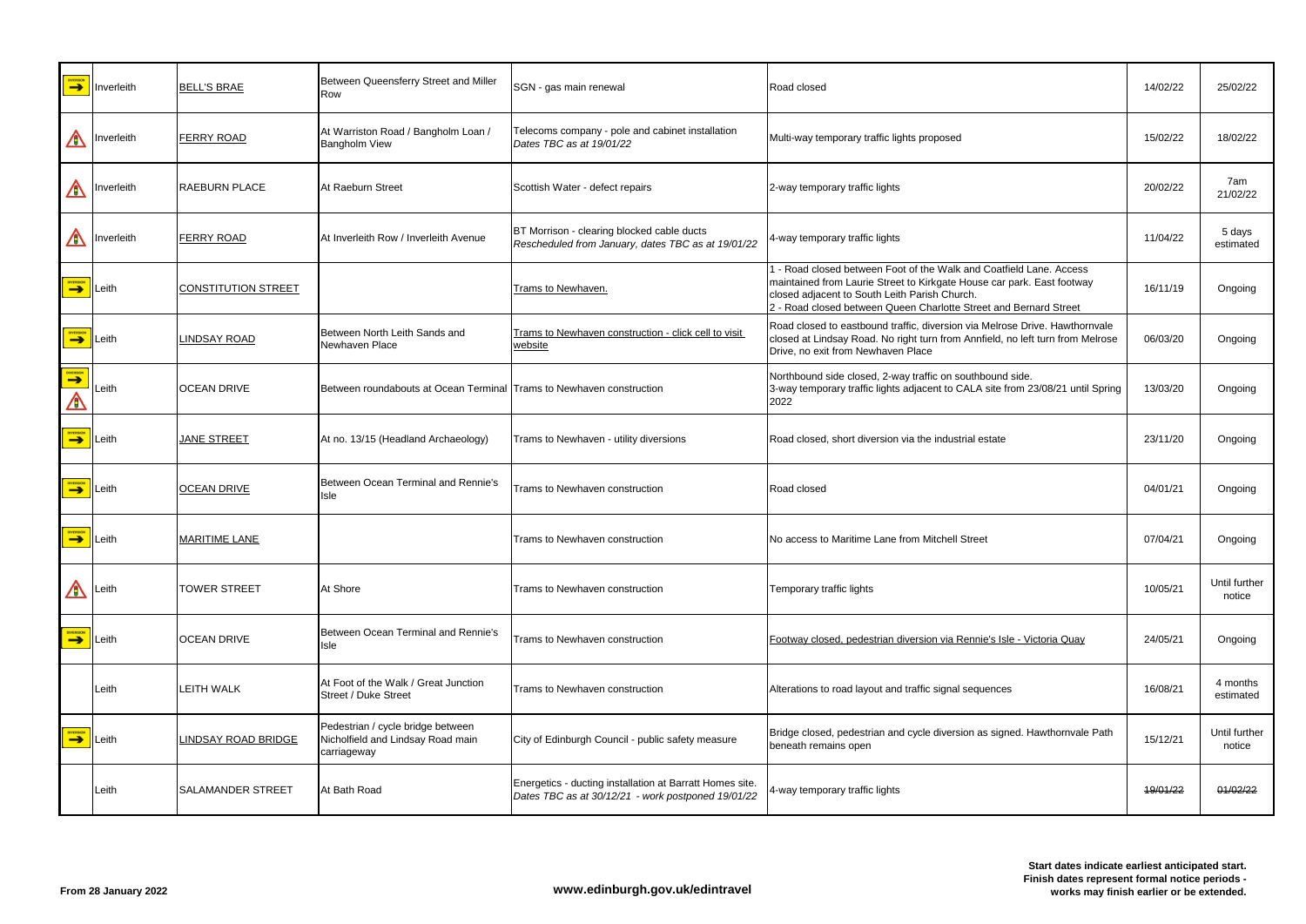| | | | | | | | |
|---|---|---|---|---|---|---|---|
| DIVERSION → | Inverleith | BELL'S BRAE | Between Queensferry Street and Miller Row | SGN - gas main renewal | Road closed | 14/02/22 | 25/02/22 |
| ⚠ | Inverleith | FERRY ROAD | At Warriston Road / Bangholm Loan / Bangholm View | Telecoms company - pole and cabinet installation *Dates TBC as at 19/01/22* | Multi-way temporary traffic lights proposed | 15/02/22 | 18/02/22 |
| ⚠ | Inverleith | RAEBURN PLACE | At Raeburn Street | Scottish Water - defect repairs | 2-way temporary traffic lights | 20/02/22 | 7am 21/02/22 |
| ⚠ | Inverleith | FERRY ROAD | At Inverleith Row / Inverleith Avenue | BT Morrison - clearing blocked cable ducts *Rescheduled from January, dates TBC as at 19/01/22* | 4-way temporary traffic lights | 11/04/22 | 5 days estimated |
| DIVERSION → | Leith | CONSTITUTION STREET | | Trams to Newhaven. | 1 - Road closed between Foot of the Walk and Coatfield Lane. Access maintained from Laurie Street to Kirkgate House car park. East footway closed adjacent to South Leith Parish Church. 2 - Road closed between Queen Charlotte Street and Bernard Street | 16/11/19 | Ongoing |
| DIVERSION → | Leith | LINDSAY ROAD | Between North Leith Sands and Newhaven Place | Trams to Newhaven construction - click cell to visit website | Road closed to eastbound traffic, diversion via Melrose Drive. Hawthornvale closed at Lindsay Road. No right turn from Annfield, no left turn from Melrose Drive, no exit from Newhaven Place | 06/03/20 | Ongoing |
| DIVERSION → ⚠ | Leith | OCEAN DRIVE | Between roundabouts at Ocean Terminal | Trams to Newhaven construction | Northbound side closed, 2-way traffic on southbound side. 3-way temporary traffic lights adjacent to CALA site from 23/08/21 until Spring 2022 | 13/03/20 | Ongoing |
| DIVERSION → | Leith | JANE STREET | At no. 13/15 (Headland Archaeology) | Trams to Newhaven - utility diversions | Road closed, short diversion via the industrial estate | 23/11/20 | Ongoing |
| DIVERSION → | Leith | OCEAN DRIVE | Between Ocean Terminal and Rennie's Isle | Trams to Newhaven construction | Road closed | 04/01/21 | Ongoing |
| DIVERSION → | Leith | MARITIME LANE | | Trams to Newhaven construction | No access to Maritime Lane from Mitchell Street | 07/04/21 | Ongoing |
| ⚠ | Leith | TOWER STREET | At Shore | Trams to Newhaven construction | Temporary traffic lights | 10/05/21 | Until further notice |
| DIVERSION → | Leith | OCEAN DRIVE | Between Ocean Terminal and Rennie's Isle | Trams to Newhaven construction | Footway closed, pedestrian diversion via Rennie's Isle - Victoria Quay | 24/05/21 | Ongoing |
| | Leith | LEITH WALK | At Foot of the Walk / Great Junction Street / Duke Street | Trams to Newhaven construction | Alterations to road layout and traffic signal sequences | 16/08/21 | 4 months estimated |
| DIVERSION → | Leith | LINDSAY ROAD BRIDGE | Pedestrian / cycle bridge between Nicholfield and Lindsay Road main carriageway | City of Edinburgh Council - public safety measure | Bridge closed, pedestrian and cycle diversion as signed. Hawthornvale Path beneath remains open | 15/12/21 | Until further notice |
| | Leith | SALAMANDER STREET | At Bath Road | Energetics - ducting installation at Barratt Homes site. *Dates TBC as at 30/12/21 - work postponed 19/01/22* | 4-way temporary traffic lights | ~~19/01/22~~ | ~~01/02/22~~ |

**From 28 January 2022**

**www.edinburgh.gov.uk/edintravel**

**Start dates indicate earliest anticipated start. Finish dates represent formal notice periods - works may finish earlier or be extended.**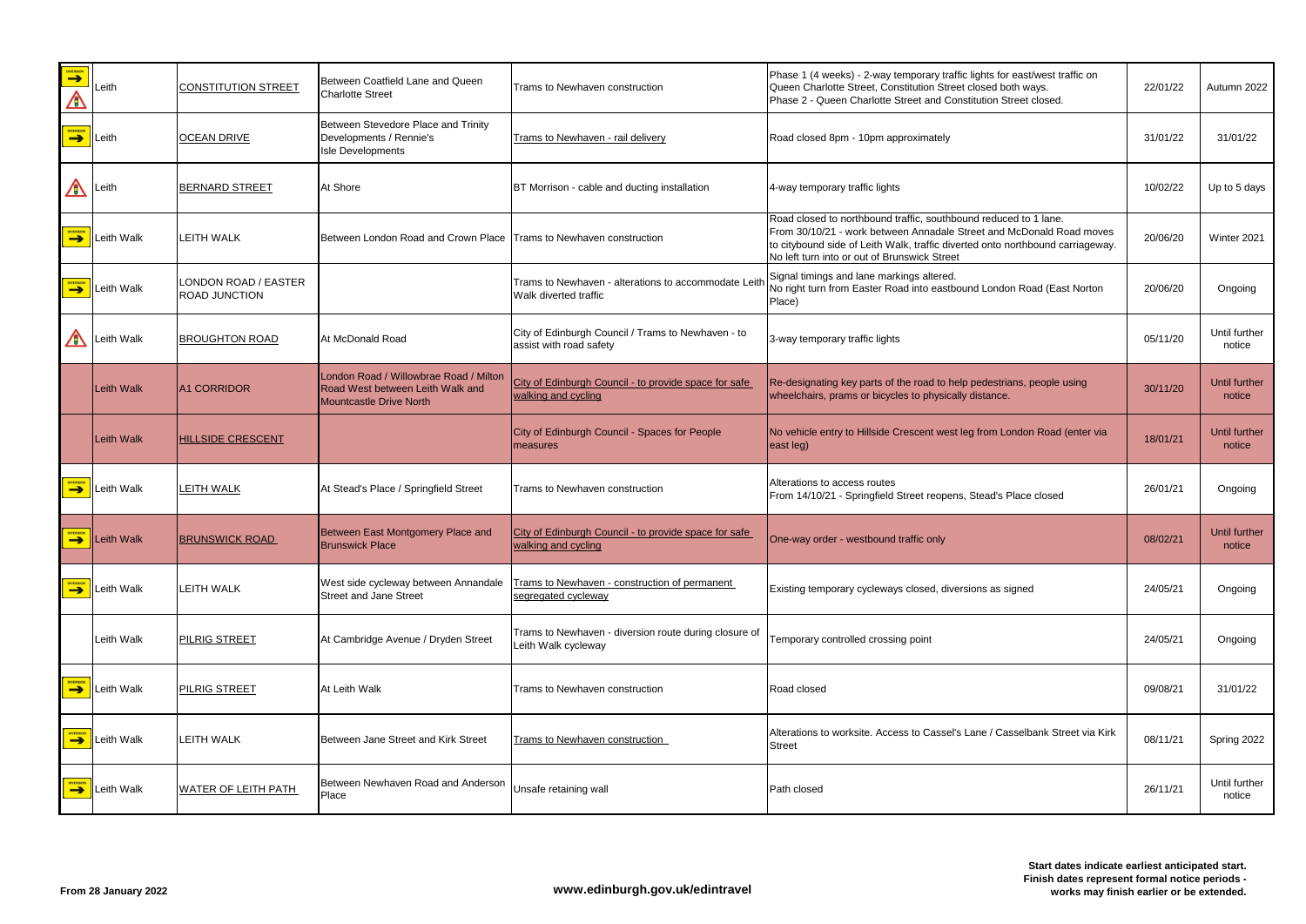| | | | | | | | |
|---|---|---|---|---|---|---|---|
| | Leith | CONSTITUTION STREET | Between Coatfield Lane and Queen Charlotte Street | Trams to Newhaven construction | Phase 1 (4 weeks) - 2-way temporary traffic lights for east/west traffic on Queen Charlotte Street, Constitution Street closed both ways. Phase 2 - Queen Charlotte Street and Constitution Street closed. | 22/01/22 | Autumn 2022 |
| | Leith | OCEAN DRIVE | Between Stevedore Place and Trinity Developments / Rennie's Isle Developments | Trams to Newhaven - rail delivery | Road closed 8pm - 10pm approximately | 31/01/22 | 31/01/22 |
| | Leith | BERNARD STREET | At Shore | BT Morrison - cable and ducting installation | 4-way temporary traffic lights | 10/02/22 | Up to 5 days |
| | Leith Walk | LEITH WALK | Between London Road and Crown Place | Trams to Newhaven construction | Road closed to northbound traffic, southbound reduced to 1 lane. From 30/10/21 - work between Annadale Street and McDonald Road moves to citybound side of Leith Walk, traffic diverted onto northbound carriageway. No left turn into or out of Brunswick Street | 20/06/20 | Winter 2021 |
| | Leith Walk | LONDON ROAD / EASTER ROAD JUNCTION | | Trams to Newhaven - alterations to accommodate Leith Walk diverted traffic | Signal timings and lane markings altered. No right turn from Easter Road into eastbound London Road (East Norton Place) | 20/06/20 | Ongoing |
| | Leith Walk | BROUGHTON ROAD | At McDonald Road | City of Edinburgh Council / Trams to Newhaven - to assist with road safety | 3-way temporary traffic lights | 05/11/20 | Until further notice |
| | Leith Walk | A1 CORRIDOR | London Road / Willowbrae Road / Milton Road West between Leith Walk and Mountcastle Drive North | City of Edinburgh Council - to provide space for safe walking and cycling | Re-designating key parts of the road to help pedestrians, people using wheelchairs, prams or bicycles to physically distance. | 30/11/20 | Until further notice |
| | Leith Walk | HILLSIDE CRESCENT | | City of Edinburgh Council - Spaces for People measures | No vehicle entry to Hillside Crescent west leg from London Road (enter via east leg) | 18/01/21 | Until further notice |
| | Leith Walk | LEITH WALK | At Stead's Place / Springfield Street | Trams to Newhaven construction | Alterations to access routes From 14/10/21 - Springfield Street reopens, Stead's Place closed | 26/01/21 | Ongoing |
| | Leith Walk | BRUNSWICK ROAD | Between East Montgomery Place and Brunswick Place | City of Edinburgh Council - to provide space for safe walking and cycling | One-way order - westbound traffic only | 08/02/21 | Until further notice |
| | Leith Walk | LEITH WALK | West side cycleway between Annandale Street and Jane Street | Trams to Newhaven - construction of permanent segregated cycleway | Existing temporary cycleways closed, diversions as signed | 24/05/21 | Ongoing |
| | Leith Walk | PILRIG STREET | At Cambridge Avenue / Dryden Street | Trams to Newhaven - diversion route during closure of Leith Walk cycleway | Temporary controlled crossing point | 24/05/21 | Ongoing |
| | Leith Walk | PILRIG STREET | At Leith Walk | Trams to Newhaven construction | Road closed | 09/08/21 | 31/01/22 |
| | Leith Walk | LEITH WALK | Between Jane Street and Kirk Street | Trams to Newhaven construction | Alterations to worksite. Access to Cassel's Lane / Casselbank Street via Kirk Street | 08/11/21 | Spring 2022 |
| | Leith Walk | WATER OF LEITH PATH | Between Newhaven Road and Anderson Place | Unsafe retaining wall | Path closed | 26/11/21 | Until further notice |

**From 28 January 2022**

**www.edinburgh.gov.uk/edintravel**

**Start dates indicate earliest anticipated start. Finish dates represent formal notice periods - works may finish earlier or be extended.**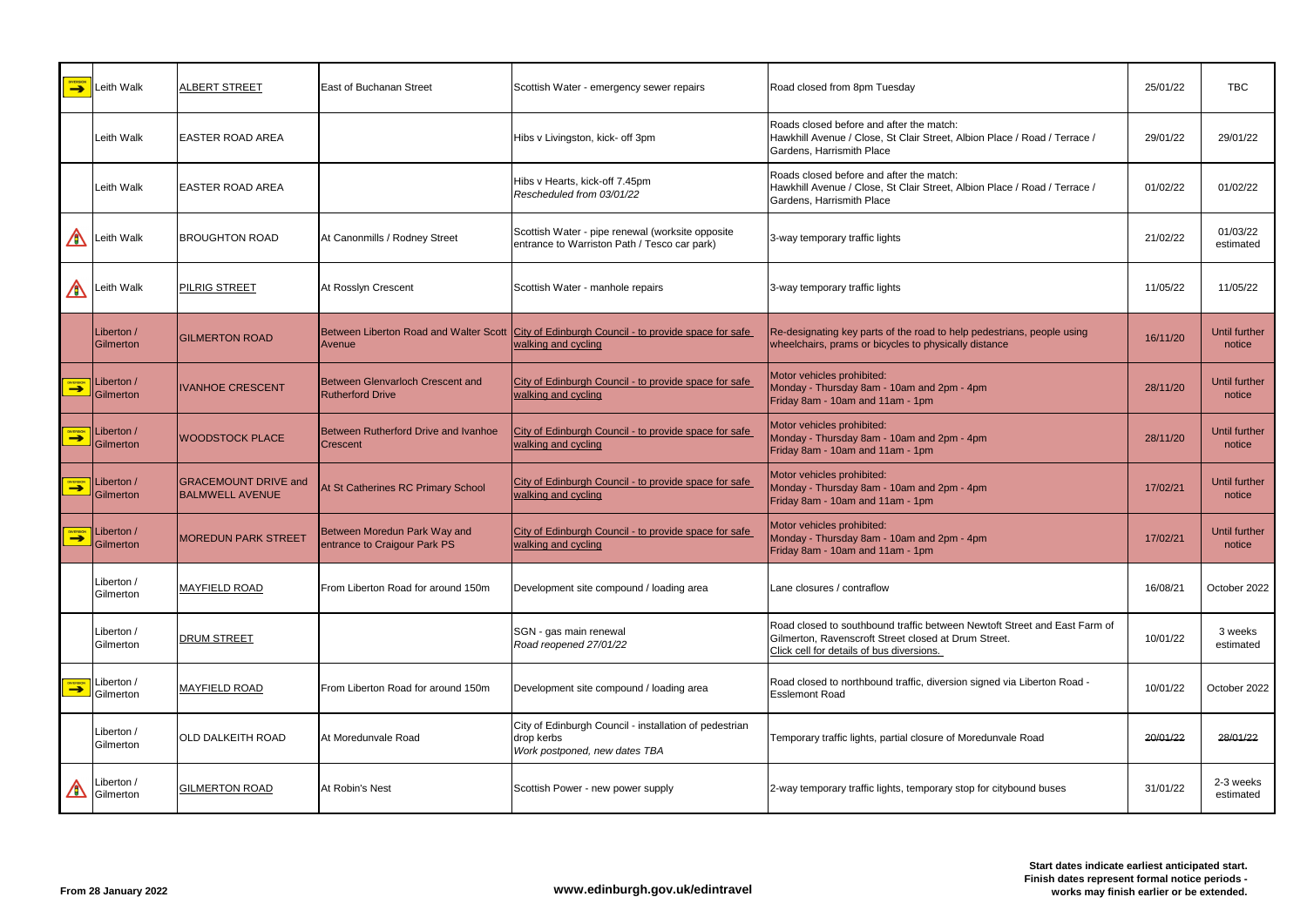| | | | | | | | |
|---|---|---|---|---|---|---|---|
| DIVERSION | Leith Walk | ALBERT STREET | East of Buchanan Street | Scottish Water - emergency sewer repairs | Road closed from 8pm Tuesday | 25/01/22 | TBC |
| | Leith Walk | EASTER ROAD AREA | | Hibs v Livingston, kick- off 3pm | Roads closed before and after the match: Hawkhill Avenue / Close, St Clair Street, Albion Place / Road / Terrace / Gardens, Harrismith Place | 29/01/22 | 29/01/22 |
| | Leith Walk | EASTER ROAD AREA | | Hibs v Hearts, kick-off 7.45pm *Rescheduled from 03/01/22* | Roads closed before and after the match: Hawkhill Avenue / Close, St Clair Street, Albion Place / Road / Terrace / Gardens, Harrismith Place | 01/02/22 | 01/02/22 |
| | Leith Walk | BROUGHTON ROAD | At Canonmills / Rodney Street | Scottish Water - pipe renewal (worksite opposite entrance to Warriston Path / Tesco car park) | 3-way temporary traffic lights | 21/02/22 | 01/03/22 estimated |
| | Leith Walk | PILRIG STREET | At Rosslyn Crescent | Scottish Water - manhole repairs | 3-way temporary traffic lights | 11/05/22 | 11/05/22 |
| | Liberton / Gilmerton | GILMERTON ROAD | Between Liberton Road and Walter Scott Avenue | City of Edinburgh Council - to provide space for safe walking and cycling | Re-designating key parts of the road to help pedestrians, people using wheelchairs, prams or bicycles to physically distance | 16/11/20 | Until further notice |
| DIVERSION | Liberton / Gilmerton | IVANHOE CRESCENT | Between Glenvarloch Crescent and Rutherford Drive | City of Edinburgh Council - to provide space for safe walking and cycling | Motor vehicles prohibited: Monday - Thursday 8am - 10am and 2pm - 4pm Friday 8am - 10am and 11am - 1pm | 28/11/20 | Until further notice |
| DIVERSION | Liberton / Gilmerton | WOODSTOCK PLACE | Between Rutherford Drive and Ivanhoe Crescent | City of Edinburgh Council - to provide space for safe walking and cycling | Motor vehicles prohibited: Monday - Thursday 8am - 10am and 2pm - 4pm Friday 8am - 10am and 11am - 1pm | 28/11/20 | Until further notice |
| DIVERSION | Liberton / Gilmerton | GRACEMOUNT DRIVE and BALMWELL AVENUE | At St Catherines RC Primary School | City of Edinburgh Council - to provide space for safe walking and cycling | Motor vehicles prohibited: Monday - Thursday 8am - 10am and 2pm - 4pm Friday 8am - 10am and 11am - 1pm | 17/02/21 | Until further notice |
| DIVERSION | Liberton / Gilmerton | MOREDUN PARK STREET | Between Moredun Park Way and entrance to Craigour Park PS | City of Edinburgh Council - to provide space for safe walking and cycling | Motor vehicles prohibited: Monday - Thursday 8am - 10am and 2pm - 4pm Friday 8am - 10am and 11am - 1pm | 17/02/21 | Until further notice |
| | Liberton / Gilmerton | MAYFIELD ROAD | From Liberton Road for around 150m | Development site compound / loading area | Lane closures / contraflow | 16/08/21 | October 2022 |
| | Liberton / Gilmerton | DRUM STREET | | SGN - gas main renewal *Road reopened 27/01/22* | Road closed to southbound traffic between Newtoft Street and East Farm of Gilmerton, Ravenscroft Street closed at Drum Street. Click cell for details of bus diversions. | 10/01/22 | 3 weeks estimated |
| DIVERSION | Liberton / Gilmerton | MAYFIELD ROAD | From Liberton Road for around 150m | Development site compound / loading area | Road closed to northbound traffic, diversion signed via Liberton Road - Esslemont Road | 10/01/22 | October 2022 |
| | Liberton / Gilmerton | OLD DALKEITH ROAD | At Moredunvale Road | City of Edinburgh Council - installation of pedestrian drop kerbs *Work postponed, new dates TBA* | Temporary traffic lights, partial closure of Moredunvale Road | ~~20/01/22~~ | ~~28/01/22~~ |
| | Liberton / Gilmerton | GILMERTON ROAD | At Robin's Nest | Scottish Power - new power supply | 2-way temporary traffic lights, temporary stop for citybound buses | 31/01/22 | 2-3 weeks estimated |

**From 28 January 2022**

**www.edinburgh.gov.uk/edintravel**

**Start dates indicate earliest anticipated start. Finish dates represent formal notice periods - works may finish earlier or be extended.**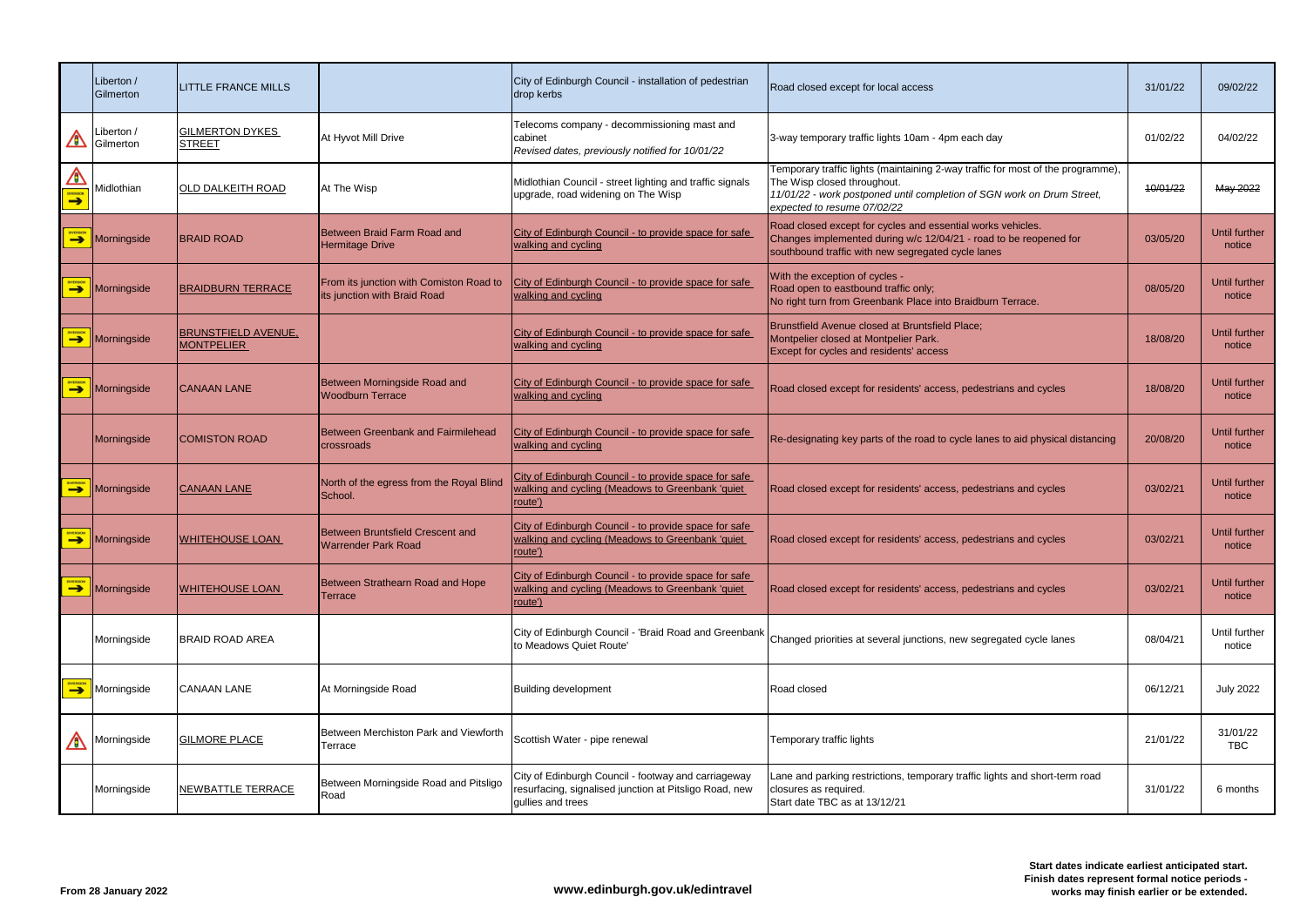| | | | | | | | |
|---|---|---|---|---|---|---|---|
| | Liberton / Gilmerton | LITTLE FRANCE MILLS | | City of Edinburgh Council - installation of pedestrian drop kerbs | Road closed except for local access | 31/01/22 | 09/02/22 |
| | Liberton / Gilmerton | GILMERTON DYKES STREET | At Hyvot Mill Drive | Telecoms company - decommissioning mast and cabinet<br>*Revised dates, previously notified for 10/01/22* | 3-way temporary traffic lights 10am - 4pm each day | 01/02/22 | 04/02/22 |
| | Midlothian | OLD DALKEITH ROAD | At The Wisp | Midlothian Council - street lighting and traffic signals upgrade, road widening on The Wisp | Temporary traffic lights (maintaining 2-way traffic for most of the programme), The Wisp closed throughout.<br>*11/01/22 - work postponed until completion of SGN work on Drum Street, expected to resume 07/02/22* | ~~10/01/22~~ | ~~May 2022~~ |
| | Morningside | BRAID ROAD | Between Braid Farm Road and Hermitage Drive | City of Edinburgh Council - to provide space for safe walking and cycling | Road closed except for cycles and essential works vehicles.<br>Changes implemented during w/c 12/04/21 - road to be reopened for southbound traffic with new segregated cycle lanes | 03/05/20 | Until further notice |
| | Morningside | BRAIDBURN TERRACE | From its junction with Comiston Road to its junction with Braid Road | City of Edinburgh Council - to provide space for safe walking and cycling | With the exception of cycles -<br>Road open to eastbound traffic only;<br>No right turn from Greenbank Place into Braidburn Terrace. | 08/05/20 | Until further notice |
| | Morningside | BRUNSTFIELD AVENUE, MONTPELIER | | City of Edinburgh Council - to provide space for safe walking and cycling | Brunstfield Avenue closed at Bruntsfield Place;<br>Montpelier closed at Montpelier Park.<br>Except for cycles and residents' access | 18/08/20 | Until further notice |
| | Morningside | CANAAN LANE | Between Morningside Road and Woodburn Terrace | City of Edinburgh Council - to provide space for safe walking and cycling | Road closed except for residents' access, pedestrians and cycles | 18/08/20 | Until further notice |
| | Morningside | COMISTON ROAD | Between Greenbank and Fairmilehead crossroads | City of Edinburgh Council - to provide space for safe walking and cycling | Re-designating key parts of the road to cycle lanes to aid physical distancing | 20/08/20 | Until further notice |
| | Morningside | CANAAN LANE | North of the egress from the Royal Blind School. | City of Edinburgh Council - to provide space for safe walking and cycling (Meadows to Greenbank 'quiet route') | Road closed except for residents' access, pedestrians and cycles | 03/02/21 | Until further notice |
| | Morningside | WHITEHOUSE LOAN | Between Bruntsfield Crescent and Warrender Park Road | City of Edinburgh Council - to provide space for safe walking and cycling (Meadows to Greenbank 'quiet route') | Road closed except for residents' access, pedestrians and cycles | 03/02/21 | Until further notice |
| | Morningside | WHITEHOUSE LOAN | Between Strathearn Road and Hope Terrace | City of Edinburgh Council - to provide space for safe walking and cycling (Meadows to Greenbank 'quiet route') | Road closed except for residents' access, pedestrians and cycles | 03/02/21 | Until further notice |
| | Morningside | BRAID ROAD AREA | | City of Edinburgh Council - 'Braid Road and Greenbank to Meadows Quiet Route' | Changed priorities at several junctions, new segregated cycle lanes | 08/04/21 | Until further notice |
| | Morningside | CANAAN LANE | At Morningside Road | Building development | Road closed | 06/12/21 | July 2022 |
| | Morningside | GILMORE PLACE | Between Merchiston Park and Viewforth Terrace | Scottish Water - pipe renewal | Temporary traffic lights | 21/01/22 | 31/01/22 TBC |
| | Morningside | NEWBATTLE TERRACE | Between Morningside Road and Pitsligo Road | City of Edinburgh Council - footway and carriageway resurfacing, signalised junction at Pitsligo Road, new gullies and trees | Lane and parking restrictions, temporary traffic lights and short-term road closures as required.<br>Start date TBC as at 13/12/21 | 31/01/22 | 6 months |

From 28 January 2022

www.edinburgh.gov.uk/edintravel

**Start dates indicate earliest anticipated start. Finish dates represent formal notice periods - works may finish earlier or be extended.**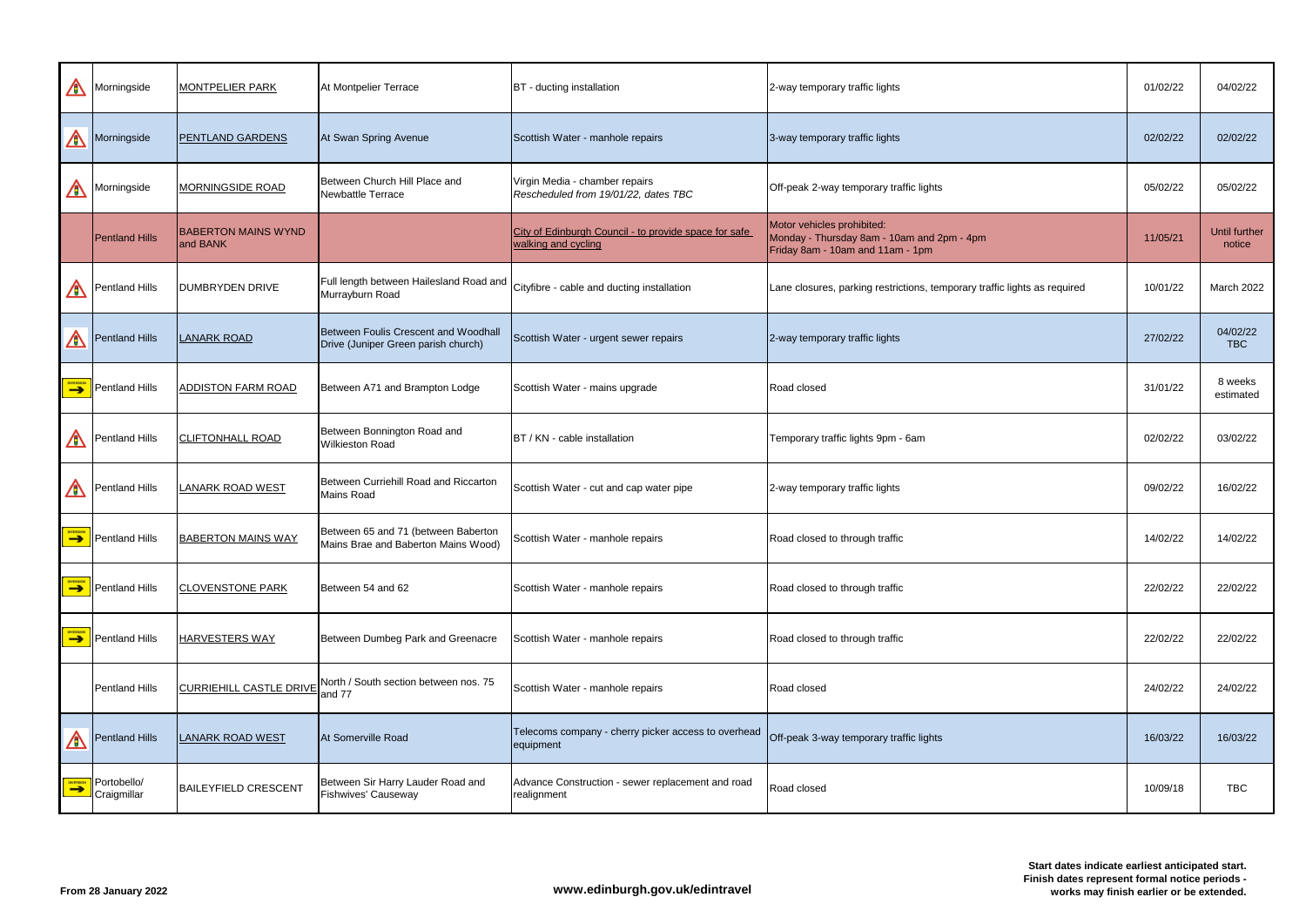| | Area | Street | Location | Works | Restrictions | Start | Finish |
|---|---|---|---|---|---|---|---|
| | Morningside | MONTPELIER PARK | At Montpelier Terrace | BT - ducting installation | 2-way temporary traffic lights | 01/02/22 | 04/02/22 |
| | Morningside | PENTLAND GARDENS | At Swan Spring Avenue | Scottish Water - manhole repairs | 3-way temporary traffic lights | 02/02/22 | 02/02/22 |
| | Morningside | MORNINGSIDE ROAD | Between Church Hill Place and Newbattle Terrace | Virgin Media - chamber repairs *Rescheduled from 19/01/22, dates TBC* | Off-peak 2-way temporary traffic lights | 05/02/22 | 05/02/22 |
| | Pentland Hills | BABERTON MAINS WYND and BANK | | City of Edinburgh Council - to provide space for safe walking and cycling | Motor vehicles prohibited: Monday - Thursday 8am - 10am and 2pm - 4pm Friday 8am - 10am and 11am - 1pm | 11/05/21 | Until further notice |
| | Pentland Hills | DUMBRYDEN DRIVE | Full length between Hailesland Road and Murrayburn Road | Cityfibre - cable and ducting installation | Lane closures, parking restrictions, temporary traffic lights as required | 10/01/22 | March 2022 |
| | Pentland Hills | LANARK ROAD | Between Foulis Crescent and Woodhall Drive (Juniper Green parish church) | Scottish Water - urgent sewer repairs | 2-way temporary traffic lights | 27/02/22 | 04/02/22 TBC |
| DIVERSION | Pentland Hills | ADDISTON FARM ROAD | Between A71 and Brampton Lodge | Scottish Water - mains upgrade | Road closed | 31/01/22 | 8 weeks estimated |
| | Pentland Hills | CLIFTONHALL ROAD | Between Bonnington Road and Wilkieston Road | BT / KN - cable installation | Temporary traffic lights 9pm - 6am | 02/02/22 | 03/02/22 |
| | Pentland Hills | LANARK ROAD WEST | Between Curriehill Road and Riccarton Mains Road | Scottish Water - cut and cap water pipe | 2-way temporary traffic lights | 09/02/22 | 16/02/22 |
| DIVERSION | Pentland Hills | BABERTON MAINS WAY | Between 65 and 71 (between Baberton Mains Brae and Baberton Mains Wood) | Scottish Water - manhole repairs | Road closed to through traffic | 14/02/22 | 14/02/22 |
| DIVERSION | Pentland Hills | CLOVENSTONE PARK | Between 54 and 62 | Scottish Water - manhole repairs | Road closed to through traffic | 22/02/22 | 22/02/22 |
| DIVERSION | Pentland Hills | HARVESTERS WAY | Between Dumbeg Park and Greenacre | Scottish Water - manhole repairs | Road closed to through traffic | 22/02/22 | 22/02/22 |
| | Pentland Hills | CURRIEHILL CASTLE DRIVE | North / South section between nos. 75 and 77 | Scottish Water - manhole repairs | Road closed | 24/02/22 | 24/02/22 |
| | Pentland Hills | LANARK ROAD WEST | At Somerville Road | Telecoms company - cherry picker access to overhead equipment | Off-peak 3-way temporary traffic lights | 16/03/22 | 16/03/22 |
| DIVERSION | Portobello/ Craigmillar | BAILEYFIELD CRESCENT | Between Sir Harry Lauder Road and Fishwives' Causeway | Advance Construction - sewer replacement and road realignment | Road closed | 10/09/18 | TBC |

**From 28 January 2022**

**www.edinburgh.gov.uk/edintravel**

**Start dates indicate earliest anticipated start. Finish dates represent formal notice periods - works may finish earlier or be extended.**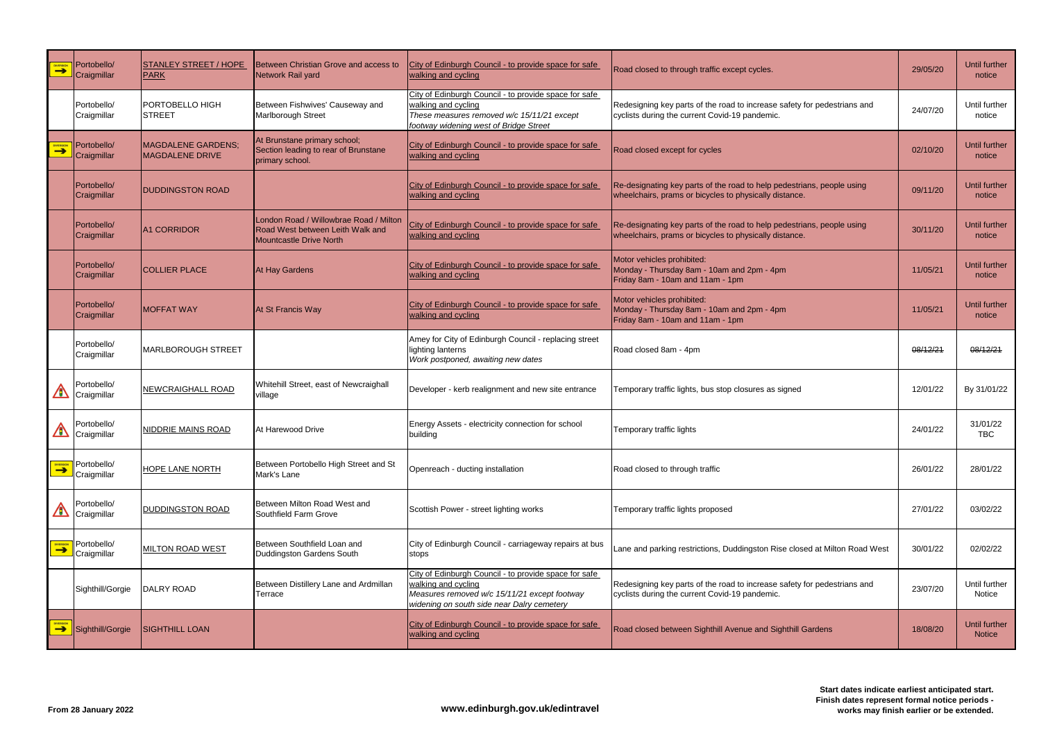| | | | | | | | |
|---|---|---|---|---|---|---|---|
| DIVERSION | Portobello/ Craigmillar | STANLEY STREET / HOPE PARK | Between Christian Grove and access to Network Rail yard | City of Edinburgh Council - to provide space for safe walking and cycling | Road closed to through traffic except cycles. | 29/05/20 | Until further notice |
| | Portobello/ Craigmillar | PORTOBELLO HIGH STREET | Between Fishwives' Causeway and Marlborough Street | City of Edinburgh Council - to provide space for safe walking and cycling *These measures removed w/c 15/11/21 except footway widening west of Bridge Street* | Redesigning key parts of the road to increase safety for pedestrians and cyclists during the current Covid-19 pandemic. | 24/07/20 | Until further notice |
| DIVERSION | Portobello/ Craigmillar | MAGDALENE GARDENS; MAGDALENE DRIVE | At Brunstane primary school; Section leading to rear of Brunstane primary school. | City of Edinburgh Council - to provide space for safe walking and cycling | Road closed except for cycles | 02/10/20 | Until further notice |
| | Portobello/ Craigmillar | DUDDINGSTON ROAD | | City of Edinburgh Council - to provide space for safe walking and cycling | Re-designating key parts of the road to help pedestrians, people using wheelchairs, prams or bicycles to physically distance. | 09/11/20 | Until further notice |
| | Portobello/ Craigmillar | A1 CORRIDOR | London Road / Willowbrae Road / Milton Road West between Leith Walk and Mountcastle Drive North | City of Edinburgh Council - to provide space for safe walking and cycling | Re-designating key parts of the road to help pedestrians, people using wheelchairs, prams or bicycles to physically distance. | 30/11/20 | Until further notice |
| | Portobello/ Craigmillar | COLLIER PLACE | At Hay Gardens | City of Edinburgh Council - to provide space for safe walking and cycling | Motor vehicles prohibited: Monday - Thursday 8am - 10am and 2pm - 4pm Friday 8am - 10am and 11am - 1pm | 11/05/21 | Until further notice |
| | Portobello/ Craigmillar | MOFFAT WAY | At St Francis Way | City of Edinburgh Council - to provide space for safe walking and cycling | Motor vehicles prohibited: Monday - Thursday 8am - 10am and 2pm - 4pm Friday 8am - 10am and 11am - 1pm | 11/05/21 | Until further notice |
| | Portobello/ Craigmillar | MARLBOROUGH STREET | | Amey for City of Edinburgh Council - replacing street lighting lanterns *Work postponed, awaiting new dates* | Road closed 8am - 4pm | ~~08/12/21~~ | ~~08/12/21~~ |
| ⚠ | Portobello/ Craigmillar | NEWCRAIGHALL ROAD | Whitehill Street, east of Newcraighall village | Developer - kerb realignment and new site entrance | Temporary traffic lights, bus stop closures as signed | 12/01/22 | By 31/01/22 |
| ⚠ | Portobello/ Craigmillar | NIDDRIE MAINS ROAD | At Harewood Drive | Energy Assets - electricity connection for school building | Temporary traffic lights | 24/01/22 | 31/01/22 TBC |
| DIVERSION | Portobello/ Craigmillar | HOPE LANE NORTH | Between Portobello High Street and St Mark's Lane | Openreach - ducting installation | Road closed to through traffic | 26/01/22 | 28/01/22 |
| ⚠ | Portobello/ Craigmillar | DUDDINGSTON ROAD | Between Milton Road West and Southfield Farm Grove | Scottish Power - street lighting works | Temporary traffic lights proposed | 27/01/22 | 03/02/22 |
| DIVERSION | Portobello/ Craigmillar | MILTON ROAD WEST | Between Southfield Loan and Duddingston Gardens South | City of Edinburgh Council - carriageway repairs at bus stops | Lane and parking restrictions, Duddingston Rise closed at Milton Road West | 30/01/22 | 02/02/22 |
| | Sighthill/Gorgie | DALRY ROAD | Between Distillery Lane and Ardmillan Terrace | City of Edinburgh Council - to provide space for safe walking and cycling *Measures removed w/c 15/11/21 except footway widening on south side near Dalry cemetery* | Redesigning key parts of the road to increase safety for pedestrians and cyclists during the current Covid-19 pandemic. | 23/07/20 | Until further Notice |
| DIVERSION | Sighthill/Gorgie | SIGHTHILL LOAN | | City of Edinburgh Council - to provide space for safe walking and cycling | Road closed between Sighthill Avenue and Sighthill Gardens | 18/08/20 | Until further Notice |

**From 28 January 2022**

**www.edinburgh.gov.uk/edintravel**

**Start dates indicate earliest anticipated start. Finish dates represent formal notice periods - works may finish earlier or be extended.**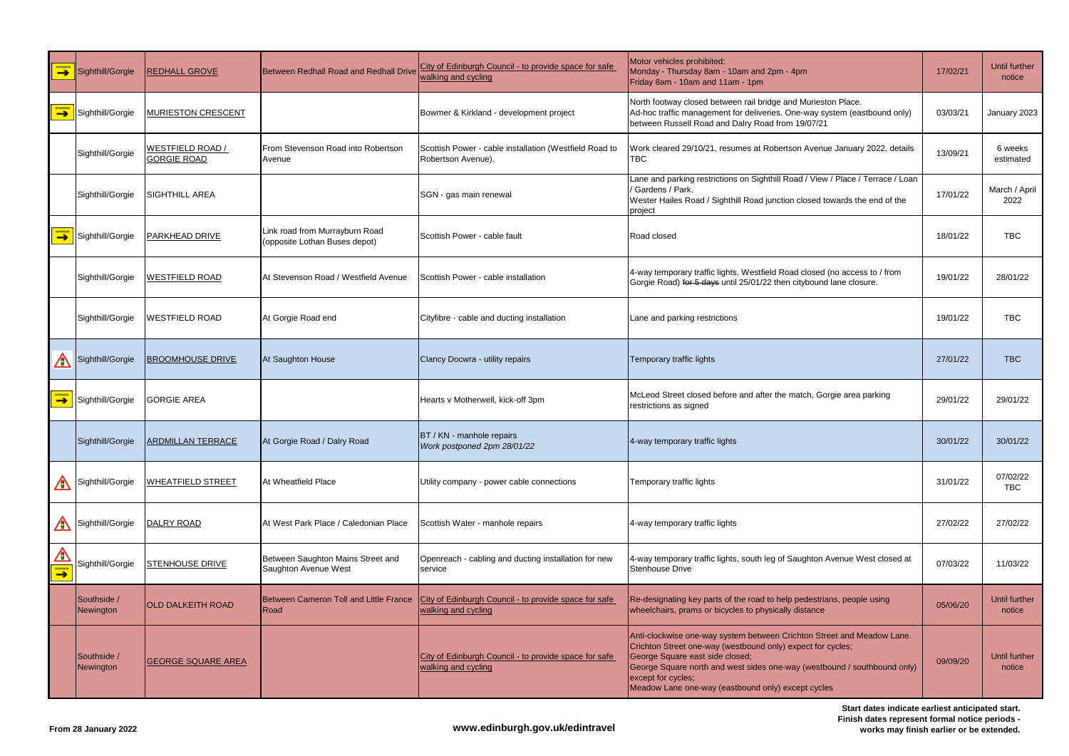| | Area | Street | Location | Works | Restrictions | Start | End |
|---|---|---|---|---|---|---|---|
| DIVERSION | Sighthill/Gorgie | REDHALL GROVE | Between Redhall Road and Redhall Drive | City of Edinburgh Council - to provide space for safe walking and cycling | Motor vehicles prohibited:<br>Monday - Thursday 8am - 10am and 2pm - 4pm<br>Friday 8am - 10am and 11am - 1pm | 17/02/21 | Until further notice |
| DIVERSION | Sighthill/Gorgie | MURIESTON CRESCENT | | Bowmer & Kirkland - development project | North footway closed between rail bridge and Murieston Place.<br>Ad-hoc traffic management for deliveries. One-way system (eastbound only) between Russell Road and Dalry Road from 19/07/21 | 03/03/21 | January 2023 |
| | Sighthill/Gorgie | WESTFIELD ROAD / GORGIE ROAD | From Stevenson Road into Robertson Avenue | Scottish Power - cable installation (Westfield Road to Robertson Avenue). | Work cleared 29/10/21, resumes at Robertson Avenue January 2022, details TBC | 13/09/21 | 6 weeks estimated |
| | Sighthill/Gorgie | SIGHTHILL AREA | | SGN - gas main renewal | Lane and parking restrictions on Sighthill Road / View / Place / Terrace / Loan / Gardens / Park.<br>Wester Hailes Road / Sighthill Road junction closed towards the end of the project | 17/01/22 | March / April 2022 |
| DIVERSION | Sighthill/Gorgie | PARKHEAD DRIVE | Link road from Murrayburn Road (opposite Lothan Buses depot) | Scottish Power - cable fault | Road closed | 18/01/22 | TBC |
| | Sighthill/Gorgie | WESTFIELD ROAD | At Stevenson Road / Westfield Avenue | Scottish Power - cable installation | 4-way temporary traffic lights, Westfield Road closed (no access to / from Gorgie Road) ~~for 5 days~~ until 25/01/22 then citybound lane closure. | 19/01/22 | 28/01/22 |
| | Sighthill/Gorgie | WESTFIELD ROAD | At Gorgie Road end | Cityfibre - cable and ducting installation | Lane and parking restrictions | 19/01/22 | TBC |
| TEMPORARY TRAFFIC LIGHTS | Sighthill/Gorgie | BROOMHOUSE DRIVE | At Saughton House | Clancy Docwra - utility repairs | Temporary traffic lights | 27/01/22 | TBC |
| DIVERSION | Sighthill/Gorgie | GORGIE AREA | | Hearts v Motherwell, kick-off 3pm | McLeod Street closed before and after the match, Gorgie area parking restrictions as signed | 29/01/22 | 29/01/22 |
| | Sighthill/Gorgie | ARDMILLAN TERRACE | At Gorgie Road / Dalry Road | BT / KN - manhole repairs<br>*Work postponed 2pm 28/01/22* | 4-way temporary traffic lights | 30/01/22 | 30/01/22 |
| TEMPORARY TRAFFIC LIGHTS | Sighthill/Gorgie | WHEATFIELD STREET | At Wheatfield Place | Utility company - power cable connections | Temporary traffic lights | 31/01/22 | 07/02/22 TBC |
| TEMPORARY TRAFFIC LIGHTS | Sighthill/Gorgie | DALRY ROAD | At West Park Place / Caledonian Place | Scottish Water - manhole repairs | 4-way temporary traffic lights | 27/02/22 | 27/02/22 |
| TEMPORARY TRAFFIC LIGHTS / DIVERSION | Sighthill/Gorgie | STENHOUSE DRIVE | Between Saughton Mains Street and Saughton Avenue West | Openreach - cabling and ducting installation for new service | 4-way temporary traffic lights, south leg of Saughton Avenue West closed at Stenhouse Drive | 07/03/22 | 11/03/22 |
| | Southside / Newington | OLD DALKEITH ROAD | Between Cameron Toll and Little France Road | City of Edinburgh Council - to provide space for safe walking and cycling | Re-designating key parts of the road to help pedestrians, people using wheelchairs, prams or bicycles to physically distance | 05/06/20 | Until further notice |
| | Southside / Newington | GEORGE SQUARE AREA | | City of Edinburgh Council - to provide space for safe walking and cycling | Anti-clockwise one-way system between Crichton Street and Meadow Lane.<br>Crichton Street one-way (westbound only) expect for cycles;<br>George Square east side closed;<br>George Square north and west sides one-way (westbound / southbound only) except for cycles;<br>Meadow Lane one-way (eastbound only) except cycles | 09/09/20 | Until further notice |

**From 28 January 2022**

**www.edinburgh.gov.uk/edintravel**

**Start dates indicate earliest anticipated start. Finish dates represent formal notice periods - works may finish earlier or be extended.**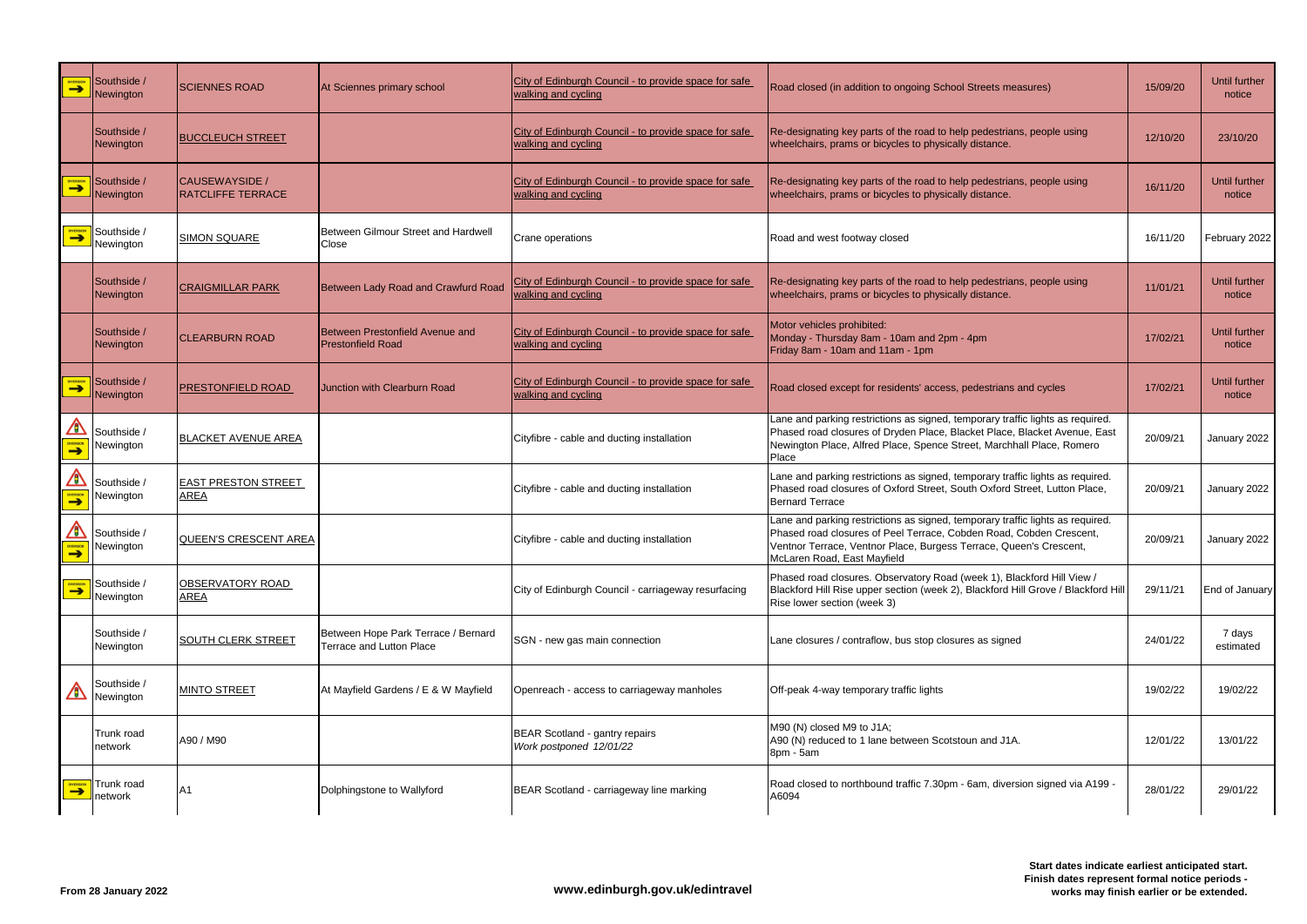| | | | | | | | |
|---|---|---|---|---|---|---|---|
| DIVERSION | Southside / Newington | SCIENNES ROAD | At Sciennes primary school | City of Edinburgh Council - to provide space for safe walking and cycling | Road closed (in addition to ongoing School Streets measures) | 15/09/20 | Until further notice |
| | Southside / Newington | BUCCLEUCH STREET | | City of Edinburgh Council - to provide space for safe walking and cycling | Re-designating key parts of the road to help pedestrians, people using wheelchairs, prams or bicycles to physically distance. | 12/10/20 | 23/10/20 |
| DIVERSION | Southside / Newington | CAUSEWAYSIDE / RATCLIFFE TERRACE | | City of Edinburgh Council - to provide space for safe walking and cycling | Re-designating key parts of the road to help pedestrians, people using wheelchairs, prams or bicycles to physically distance. | 16/11/20 | Until further notice |
| DIVERSION | Southside / Newington | SIMON SQUARE | Between Gilmour Street and Hardwell Close | Crane operations | Road and west footway closed | 16/11/20 | February 2022 |
| | Southside / Newington | CRAIGMILLAR PARK | Between Lady Road and Crawfurd Road | City of Edinburgh Council - to provide space for safe walking and cycling | Re-designating key parts of the road to help pedestrians, people using wheelchairs, prams or bicycles to physically distance. | 11/01/21 | Until further notice |
| | Southside / Newington | CLEARBURN ROAD | Between Prestonfield Avenue and Prestonfield Road | City of Edinburgh Council - to provide space for safe walking and cycling | Motor vehicles prohibited:<br>Monday - Thursday 8am - 10am and 2pm - 4pm<br>Friday 8am - 10am and 11am - 1pm | 17/02/21 | Until further notice |
| DIVERSION | Southside / Newington | PRESTONFIELD ROAD | Junction with Clearburn Road | City of Edinburgh Council - to provide space for safe walking and cycling | Road closed except for residents' access, pedestrians and cycles | 17/02/21 | Until further notice |
| TRAFFIC LIGHTS / DIVERSION | Southside / Newington | BLACKET AVENUE AREA | | Cityfibre - cable and ducting installation | Lane and parking restrictions as signed, temporary traffic lights as required. Phased road closures of Dryden Place, Blacket Place, Blacket Avenue, East Newington Place, Alfred Place, Spence Street, Marchhall Place, Romero Place | 20/09/21 | January 2022 |
| TRAFFIC LIGHTS / DIVERSION | Southside / Newington | EAST PRESTON STREET AREA | | Cityfibre - cable and ducting installation | Lane and parking restrictions as signed, temporary traffic lights as required. Phased road closures of Oxford Street, South Oxford Street, Lutton Place, Bernard Terrace | 20/09/21 | January 2022 |
| TRAFFIC LIGHTS / DIVERSION | Southside / Newington | QUEEN'S CRESCENT AREA | | Cityfibre - cable and ducting installation | Lane and parking restrictions as signed, temporary traffic lights as required. Phased road closures of Peel Terrace, Cobden Road, Cobden Crescent, Ventnor Terrace, Ventnor Place, Burgess Terrace, Queen's Crescent, McLaren Road, East Mayfield | 20/09/21 | January 2022 |
| DIVERSION | Southside / Newington | OBSERVATORY ROAD AREA | | City of Edinburgh Council - carriageway resurfacing | Phased road closures. Observatory Road (week 1), Blackford Hill View / Blackford Hill Rise upper section (week 2), Blackford Hill Grove / Blackford Hill Rise lower section (week 3) | 29/11/21 | End of January |
| | Southside / Newington | SOUTH CLERK STREET | Between Hope Park Terrace / Bernard Terrace and Lutton Place | SGN - new gas main connection | Lane closures / contraflow, bus stop closures as signed | 24/01/22 | 7 days estimated |
| TRAFFIC LIGHTS | Southside / Newington | MINTO STREET | At Mayfield Gardens / E & W Mayfield | Openreach - access to carriageway manholes | Off-peak 4-way temporary traffic lights | 19/02/22 | 19/02/22 |
| | Trunk road network | A90 / M90 | | BEAR Scotland - gantry repairs<br>*Work postponed 12/01/22* | M90 (N) closed M9 to J1A;<br>A90 (N) reduced to 1 lane between Scotstoun and J1A.<br>8pm - 5am | 12/01/22 | 13/01/22 |
| DIVERSION | Trunk road network | A1 | Dolphingstone to Wallyford | BEAR Scotland - carriageway line marking | Road closed to northbound traffic 7.30pm - 6am, diversion signed via A199 - A6094 | 28/01/22 | 29/01/22 |

From 28 January 2022

www.edinburgh.gov.uk/edintravel

**Start dates indicate earliest anticipated start. Finish dates represent formal notice periods - works may finish earlier or be extended.**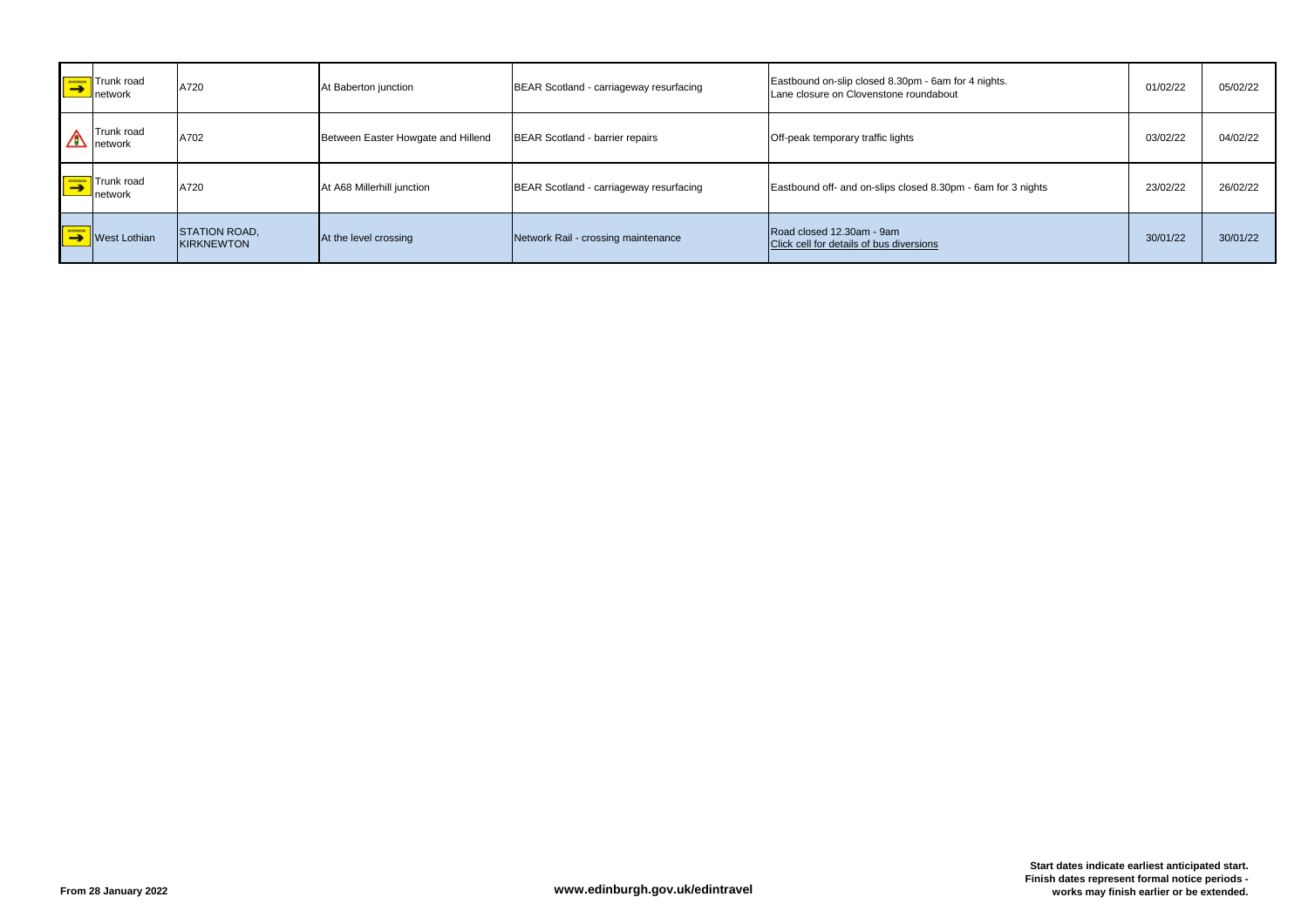| | | | | | | | |
|---|---|---|---|---|---|---|---|
| DIVERSION | Trunk road network | A720 | At Baberton junction | BEAR Scotland - carriageway resurfacing | Eastbound on-slip closed 8.30pm - 6am for 4 nights. Lane closure on Clovenstone roundabout | 01/02/22 | 05/02/22 |
| | Trunk road network | A702 | Between Easter Howgate and Hillend | BEAR Scotland - barrier repairs | Off-peak temporary traffic lights | 03/02/22 | 04/02/22 |
| DIVERSION | Trunk road network | A720 | At A68 Millerhill junction | BEAR Scotland - carriageway resurfacing | Eastbound off- and on-slips closed 8.30pm - 6am for 3 nights | 23/02/22 | 26/02/22 |
| DIVERSION | West Lothian | STATION ROAD, KIRKNEWTON | At the level crossing | Network Rail - crossing maintenance | Road closed 12.30am - 9am<br>Click cell for details of bus diversions | 30/01/22 | 30/01/22 |

From 28 January 2022

www.edinburgh.gov.uk/edintravel

**Start dates indicate earliest anticipated start. Finish dates represent formal notice periods - works may finish earlier or be extended.**